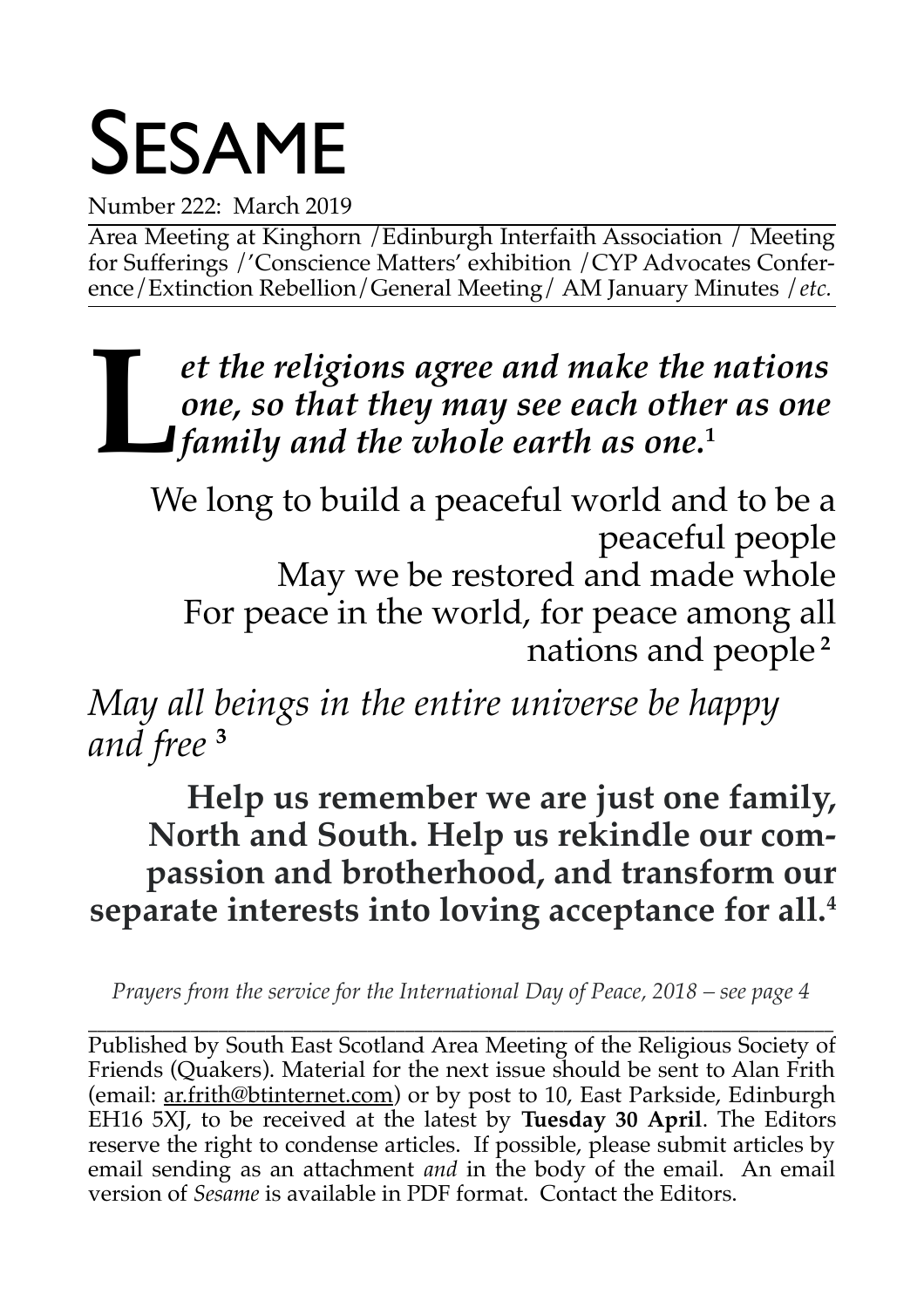# SESAME

Number 222: March 2019

Area Meeting at Kinghorn /Edinburgh Interfaith Association / Meeting for Sufferings /'Conscience Matters' exhibition /CYP Advocates Conference/Extinction Rebellion/General Meeting/ AM January Minutes /*etc.*

***Let the religions agree and make the nations one, so that they may see each other as one family and the whole earth as one.***[1]

We long to build a peaceful world and to be a peaceful people
May we be restored and made whole
For peace in the world, for peace among all nations and people[2]

*May all beings in the entire universe be happy and free*[3]

**Help us remember we are just one family, North and South. Help us rekindle our compassion and brotherhood, and transform our separate interests into loving acceptance for all.**[4]

*Prayers from the service for the International Day of Peace, 2018 – see page 4*

---

Published by South East Scotland Area Meeting of the Religious Society of Friends (Quakers). Material for the next issue should be sent to Alan Frith (email: ar.frith@btinternet.com) or by post to 10, East Parkside, Edinburgh EH16 5XJ, to be received at the latest by **Tuesday 30 April**. The Editors reserve the right to condense articles. If possible, please submit articles by email sending as an attachment *and* in the body of the email. An email version of *Sesame* is available in PDF format. Contact the Editors.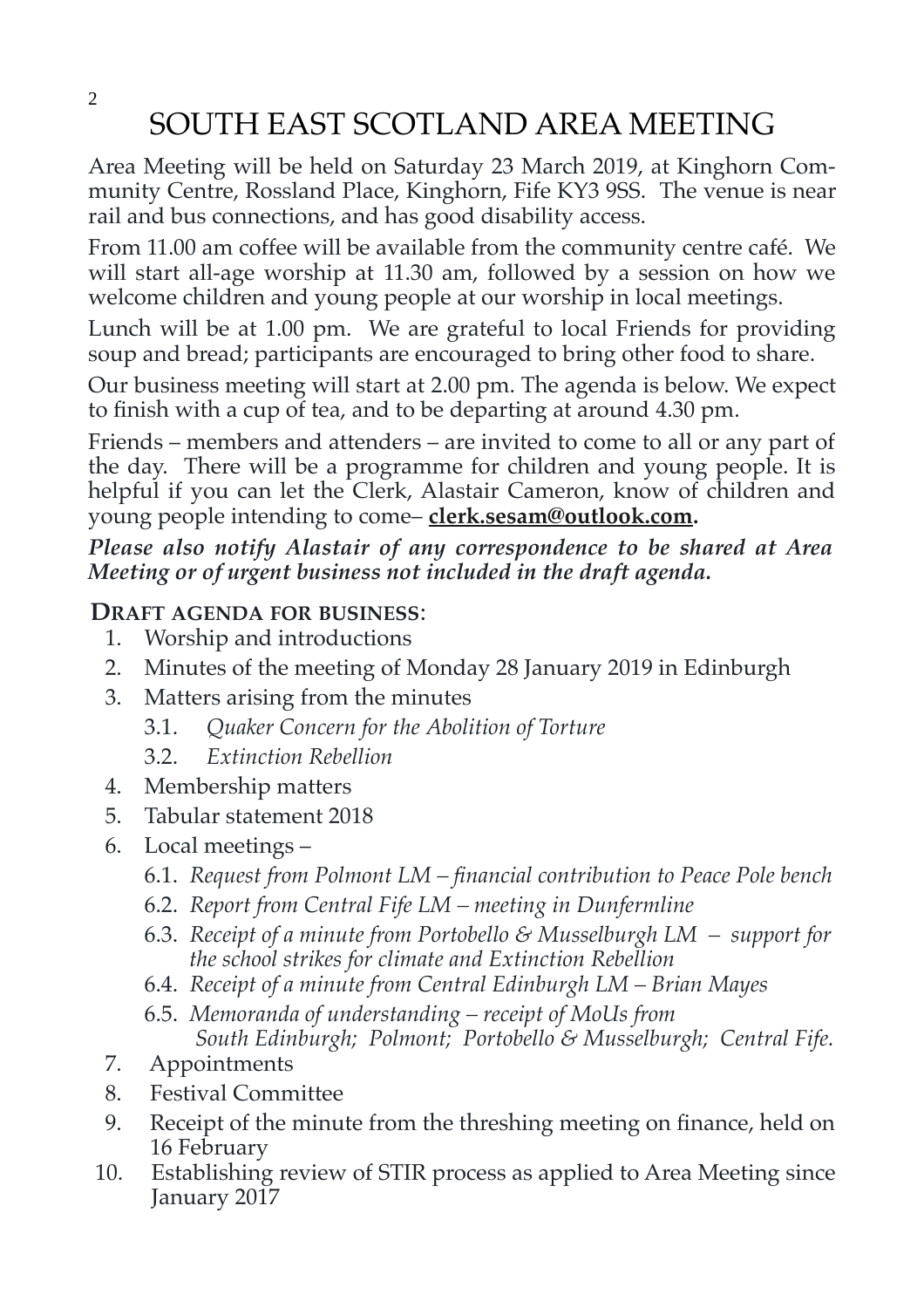# SOUTH EAST SCOTLAND AREA MEETING

Area Meeting will be held on Saturday 23 March 2019, at Kinghorn Community Centre, Rossland Place, Kinghorn, Fife KY3 9SS. The venue is near rail and bus connections, and has good disability access.

From 11.00 am coffee will be available from the community centre café. We will start all-age worship at 11.30 am, followed by a session on how we welcome children and young people at our worship in local meetings.

Lunch will be at 1.00 pm. We are grateful to local Friends for providing soup and bread; participants are encouraged to bring other food to share.

Our business meeting will start at 2.00 pm. The agenda is below. We expect to finish with a cup of tea, and to be departing at around 4.30 pm.

Friends – members and attenders – are invited to come to all or any part of the day. There will be a programme for children and young people. It is helpful if you can let the Clerk, Alastair Cameron, know of children and young people intending to come– **clerk.sesam@outlook.com.**

***Please also notify Alastair of any correspondence to be shared at Area Meeting or of urgent business not included in the draft agenda.***

**DRAFT AGENDA FOR BUSINESS**:

1. Worship and introductions
2. Minutes of the meeting of Monday 28 January 2019 in Edinburgh
3. Matters arising from the minutes
   - 3.1. *Quaker Concern for the Abolition of Torture*
   - 3.2. *Extinction Rebellion*
4. Membership matters
5. Tabular statement 2018
6. Local meetings –
   - 6.1. *Request from Polmont LM – financial contribution to Peace Pole bench*
   - 6.2. *Report from Central Fife LM – meeting in Dunfermline*
   - 6.3. *Receipt of a minute from Portobello & Musselburgh LM – support for the school strikes for climate and Extinction Rebellion*
   - 6.4. *Receipt of a minute from Central Edinburgh LM – Brian Mayes*
   - 6.5. *Memoranda of understanding – receipt of MoUs from South Edinburgh; Polmont; Portobello & Musselburgh; Central Fife.*
7. Appointments
8. Festival Committee
9. Receipt of the minute from the threshing meeting on finance, held on 16 February
10. Establishing review of STIR process as applied to Area Meeting since January 2017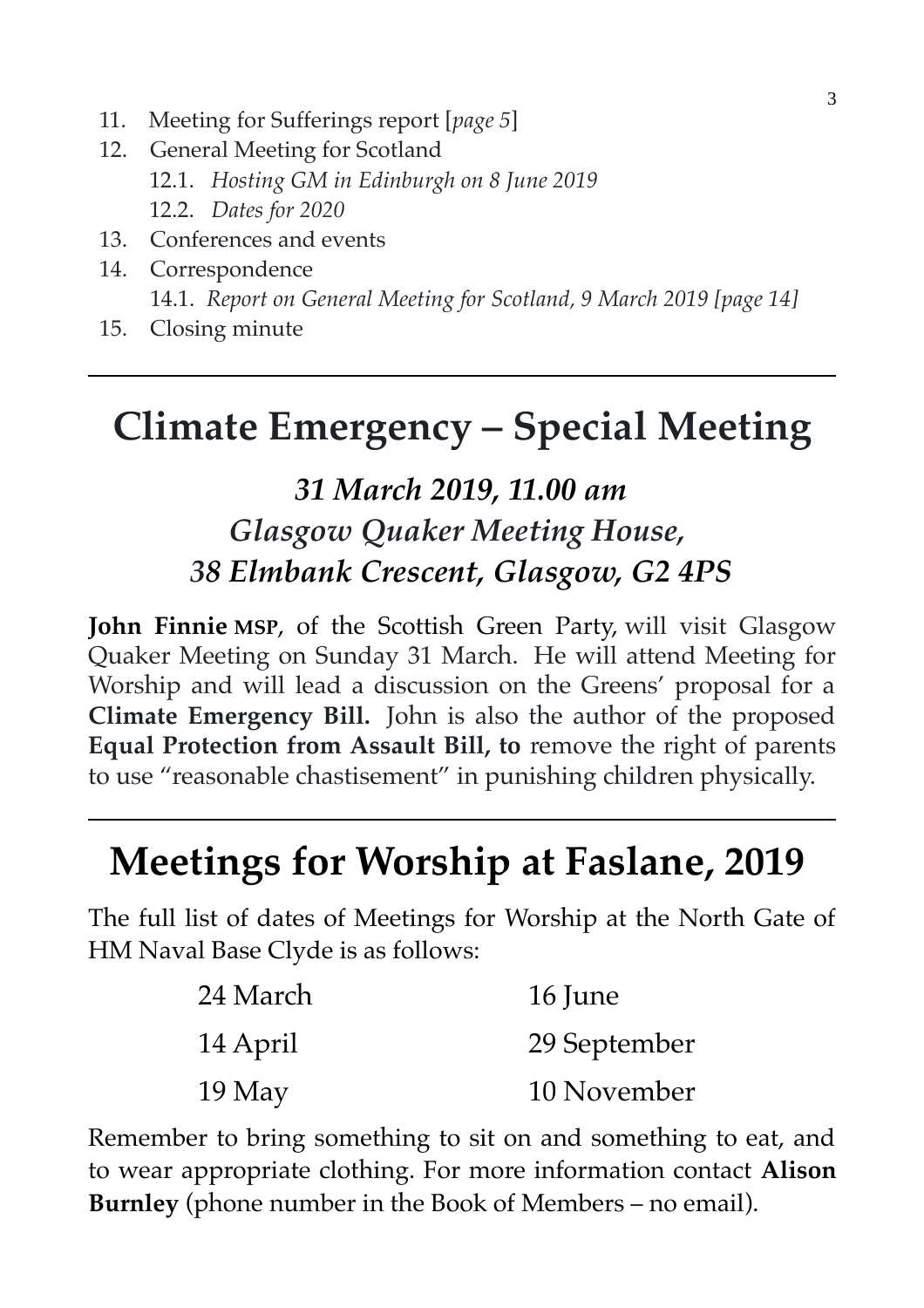11. Meeting for Sufferings report [*page 5*]
12. General Meeting for Scotland
    12.1. *Hosting GM in Edinburgh on 8 June 2019*
    12.2. *Dates for 2020*
13. Conferences and events
14. Correspondence
    14.1. *Report on General Meeting for Scotland, 9 March 2019 [page 14]*
15. Closing minute

---

# Climate Emergency – Special Meeting

### *31 March 2019, 11.00 am*
### *Glasgow Quaker Meeting House,*
### *38 Elmbank Crescent, Glasgow, G2 4PS*

**John Finnie MSP**, of the Scottish Green Party, will visit Glasgow Quaker Meeting on Sunday 31 March. He will attend Meeting for Worship and will lead a discussion on the Greens' proposal for a **Climate Emergency Bill.** John is also the author of the proposed **Equal Protection from Assault Bill, to** remove the right of parents to use "reasonable chastisement" in punishing children physically.

---

# Meetings for Worship at Faslane, 2019

The full list of dates of Meetings for Worship at the North Gate of HM Naval Base Clyde is as follows:

| | |
|---|---|
| 24 March | 16 June |
| 14 April | 29 September |
| 19 May | 10 November |

Remember to bring something to sit on and something to eat, and to wear appropriate clothing. For more information contact **Alison Burnley** (phone number in the Book of Members – no email).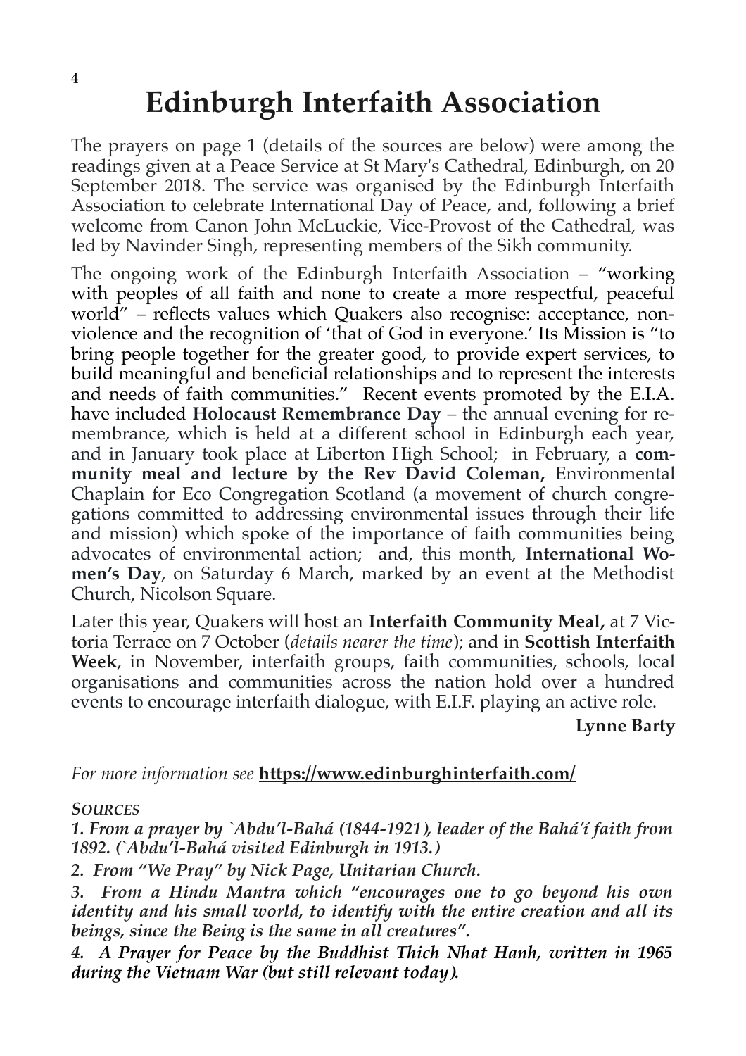# Edinburgh Interfaith Association

The prayers on page 1 (details of the sources are below) were among the readings given at a Peace Service at St Mary's Cathedral, Edinburgh, on 20 September 2018. The service was organised by the Edinburgh Interfaith Association to celebrate International Day of Peace, and, following a brief welcome from Canon John McLuckie, Vice-Provost of the Cathedral, was led by Navinder Singh, representing members of the Sikh community.

The ongoing work of the Edinburgh Interfaith Association – "working with peoples of all faith and none to create a more respectful, peaceful world" – reflects values which Quakers also recognise: acceptance, non-violence and the recognition of 'that of God in everyone.' Its Mission is "to bring people together for the greater good, to provide expert services, to build meaningful and beneficial relationships and to represent the interests and needs of faith communities." Recent events promoted by the E.I.A. have included **Holocaust Remembrance Day** – the annual evening for remembrance, which is held at a different school in Edinburgh each year, and in January took place at Liberton High School; in February, a **community meal and lecture by the Rev David Coleman,** Environmental Chaplain for Eco Congregation Scotland (a movement of church congregations committed to addressing environmental issues through their life and mission) which spoke of the importance of faith communities being advocates of environmental action; and, this month, **International Women's Day**, on Saturday 6 March, marked by an event at the Methodist Church, Nicolson Square.

Later this year, Quakers will host an **Interfaith Community Meal,** at 7 Victoria Terrace on 7 October (*details nearer the time*); and in **Scottish Interfaith Week**, in November, interfaith groups, faith communities, schools, local organisations and communities across the nation hold over a hundred events to encourage interfaith dialogue, with E.I.F. playing an active role.

**Lynne Barty**

*For more information see* **https://www.edinburghinterfaith.com/**

***Sources***

***1. From a prayer by `Abdu'l-Bahá (1844-1921), leader of the Bahá'í faith from 1892. (`Abdu'l-Bahá visited Edinburgh in 1913.)***

***2. From "We Pray" by Nick Page, Unitarian Church.***

***3. From a Hindu Mantra which "encourages one to go beyond his own identity and his small world, to identify with the entire creation and all its beings, since the Being is the same in all creatures".***

***4. A Prayer for Peace by the Buddhist Thich Nhat Hanh, written in 1965 during the Vietnam War (but still relevant today).***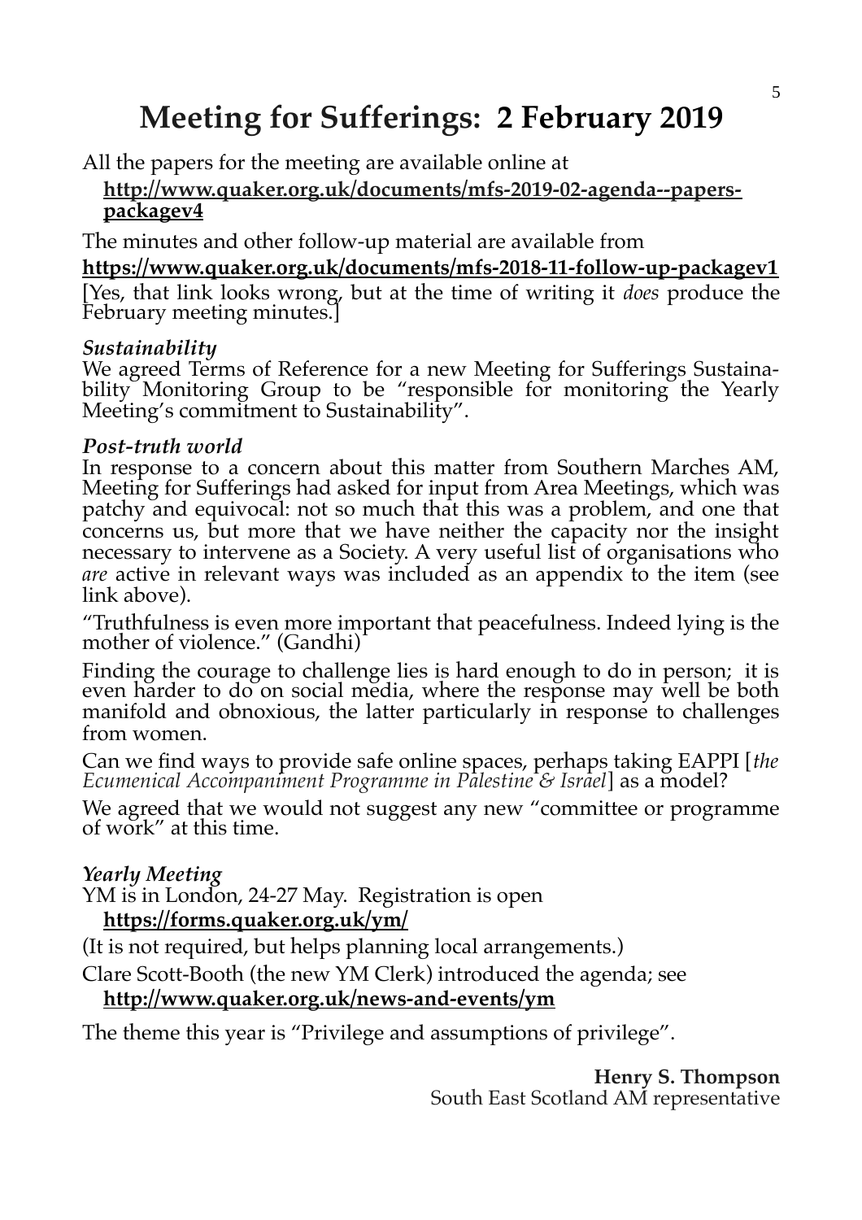# Meeting for Sufferings: 2 February 2019

All the papers for the meeting are available online at

**http://www.quaker.org.uk/documents/mfs-2019-02-agenda--papers-packagev4**

The minutes and other follow-up material are available from

**https://www.quaker.org.uk/documents/mfs-2018-11-follow-up-packagev1**

[Yes, that link looks wrong, but at the time of writing it *does* produce the February meeting minutes.]

***Sustainability***

We agreed Terms of Reference for a new Meeting for Sufferings Sustainability Monitoring Group to be "responsible for monitoring the Yearly Meeting's commitment to Sustainability".

***Post-truth world***

In response to a concern about this matter from Southern Marches AM, Meeting for Sufferings had asked for input from Area Meetings, which was patchy and equivocal: not so much that this was a problem, and one that concerns us, but more that we have neither the capacity nor the insight necessary to intervene as a Society. A very useful list of organisations who *are* active in relevant ways was included as an appendix to the item (see link above).

"Truthfulness is even more important that peacefulness. Indeed lying is the mother of violence." (Gandhi)

Finding the courage to challenge lies is hard enough to do in person; it is even harder to do on social media, where the response may well be both manifold and obnoxious, the latter particularly in response to challenges from women.

Can we find ways to provide safe online spaces, perhaps taking EAPPI [*the Ecumenical Accompaniment Programme in Palestine & Israel*] as a model?

We agreed that we would not suggest any new "committee or programme of work" at this time.

***Yearly Meeting***

YM is in London, 24-27 May. Registration is open

**https://forms.quaker.org.uk/ym/**

(It is not required, but helps planning local arrangements.)

Clare Scott-Booth (the new YM Clerk) introduced the agenda; see

**http://www.quaker.org.uk/news-and-events/ym**

The theme this year is "Privilege and assumptions of privilege".

**Henry S. Thompson**
South East Scotland AM representative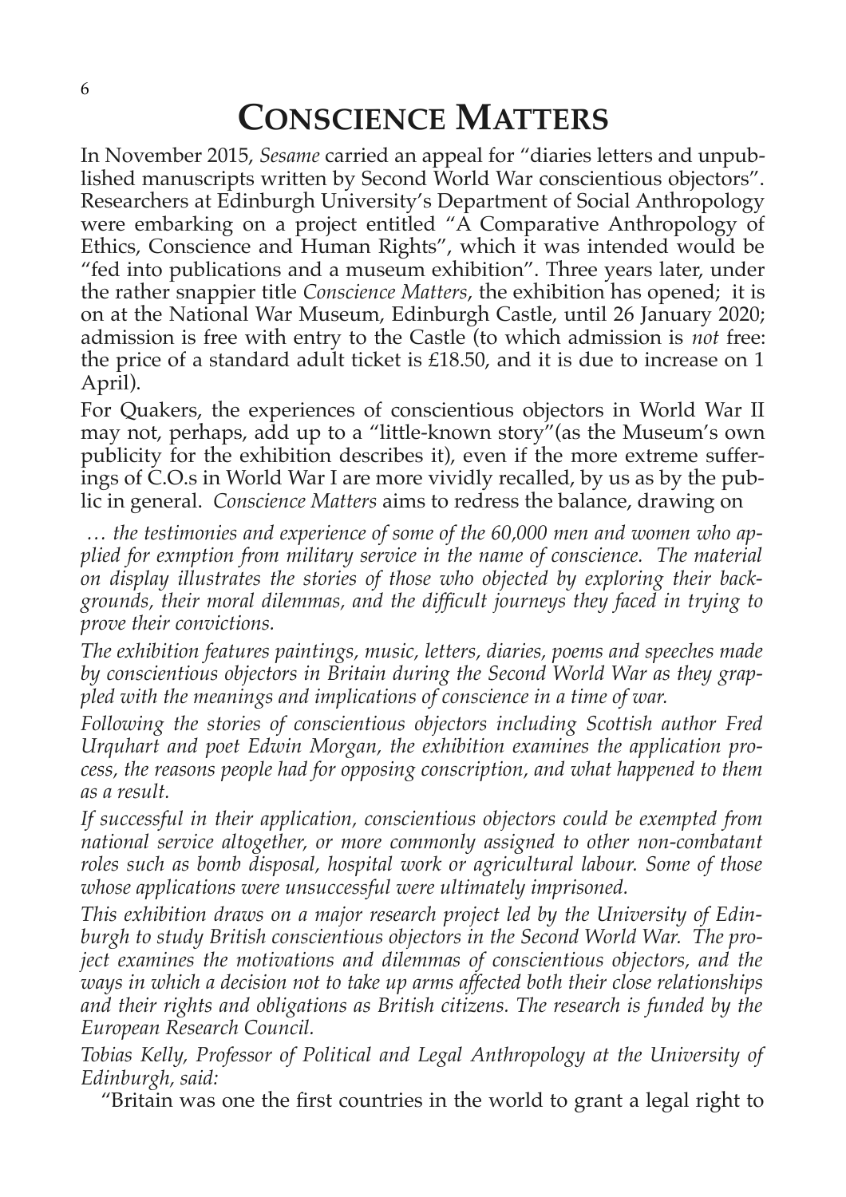# Conscience Matters

In November 2015, *Sesame* carried an appeal for "diaries letters and unpublished manuscripts written by Second World War conscientious objectors". Researchers at Edinburgh University's Department of Social Anthropology were embarking on a project entitled "A Comparative Anthropology of Ethics, Conscience and Human Rights", which it was intended would be "fed into publications and a museum exhibition". Three years later, under the rather snappier title *Conscience Matters*, the exhibition has opened; it is on at the National War Museum, Edinburgh Castle, until 26 January 2020; admission is free with entry to the Castle (to which admission is *not* free: the price of a standard adult ticket is £18.50, and it is due to increase on 1 April).

For Quakers, the experiences of conscientious objectors in World War II may not, perhaps, add up to a "little-known story"(as the Museum's own publicity for the exhibition describes it), even if the more extreme sufferings of C.O.s in World War I are more vividly recalled, by us as by the public in general. *Conscience Matters* aims to redress the balance, drawing on

*… the testimonies and experience of some of the 60,000 men and women who applied for exmption from military service in the name of conscience. The material on display illustrates the stories of those who objected by exploring their backgrounds, their moral dilemmas, and the difficult journeys they faced in trying to prove their convictions.*

*The exhibition features paintings, music, letters, diaries, poems and speeches made by conscientious objectors in Britain during the Second World War as they grappled with the meanings and implications of conscience in a time of war.*

*Following the stories of conscientious objectors including Scottish author Fred Urquhart and poet Edwin Morgan, the exhibition examines the application process, the reasons people had for opposing conscription, and what happened to them as a result.*

*If successful in their application, conscientious objectors could be exempted from national service altogether, or more commonly assigned to other non-combatant roles such as bomb disposal, hospital work or agricultural labour. Some of those whose applications were unsuccessful were ultimately imprisoned.*

*This exhibition draws on a major research project led by the University of Edinburgh to study British conscientious objectors in the Second World War. The project examines the motivations and dilemmas of conscientious objectors, and the ways in which a decision not to take up arms affected both their close relationships and their rights and obligations as British citizens. The research is funded by the European Research Council.*

*Tobias Kelly, Professor of Political and Legal Anthropology at the University of Edinburgh, said:*

"Britain was one the first countries in the world to grant a legal right to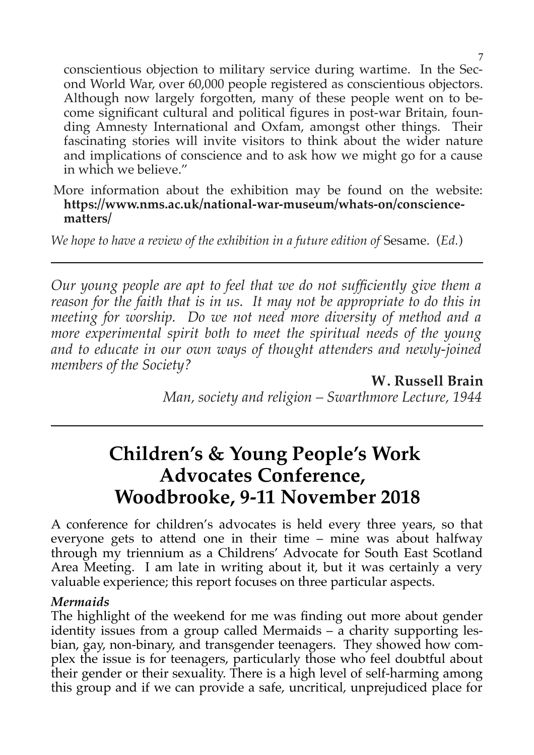conscientious objection to military service during wartime. In the Second World War, over 60,000 people registered as conscientious objectors. Although now largely forgotten, many of these people went on to become significant cultural and political figures in post-war Britain, founding Amnesty International and Oxfam, amongst other things. Their fascinating stories will invite visitors to think about the wider nature and implications of conscience and to ask how we might go for a cause in which we believe."

More information about the exhibition may be found on the website: **https://www.nms.ac.uk/national-war-museum/whats-on/conscience-matters/**

*We hope to have a review of the exhibition in a future edition of* Sesame. (*Ed.*)

---

*Our young people are apt to feel that we do not sufficiently give them a reason for the faith that is in us. It may not be appropriate to do this in meeting for worship. Do we not need more diversity of method and a more experimental spirit both to meet the spiritual needs of the young and to educate in our own ways of thought attenders and newly-joined members of the Society?*

**W. Russell Brain**
*Man, society and religion – Swarthmore Lecture, 1944*

---

# Children's & Young People's Work Advocates Conference, Woodbrooke, 9-11 November 2018

A conference for children's advocates is held every three years, so that everyone gets to attend one in their time – mine was about halfway through my triennium as a Childrens' Advocate for South East Scotland Area Meeting. I am late in writing about it, but it was certainly a very valuable experience; this report focuses on three particular aspects.

***Mermaids***

The highlight of the weekend for me was finding out more about gender identity issues from a group called Mermaids – a charity supporting lesbian, gay, non-binary, and transgender teenagers. They showed how complex the issue is for teenagers, particularly those who feel doubtful about their gender or their sexuality. There is a high level of self-harming among this group and if we can provide a safe, uncritical, unprejudiced place for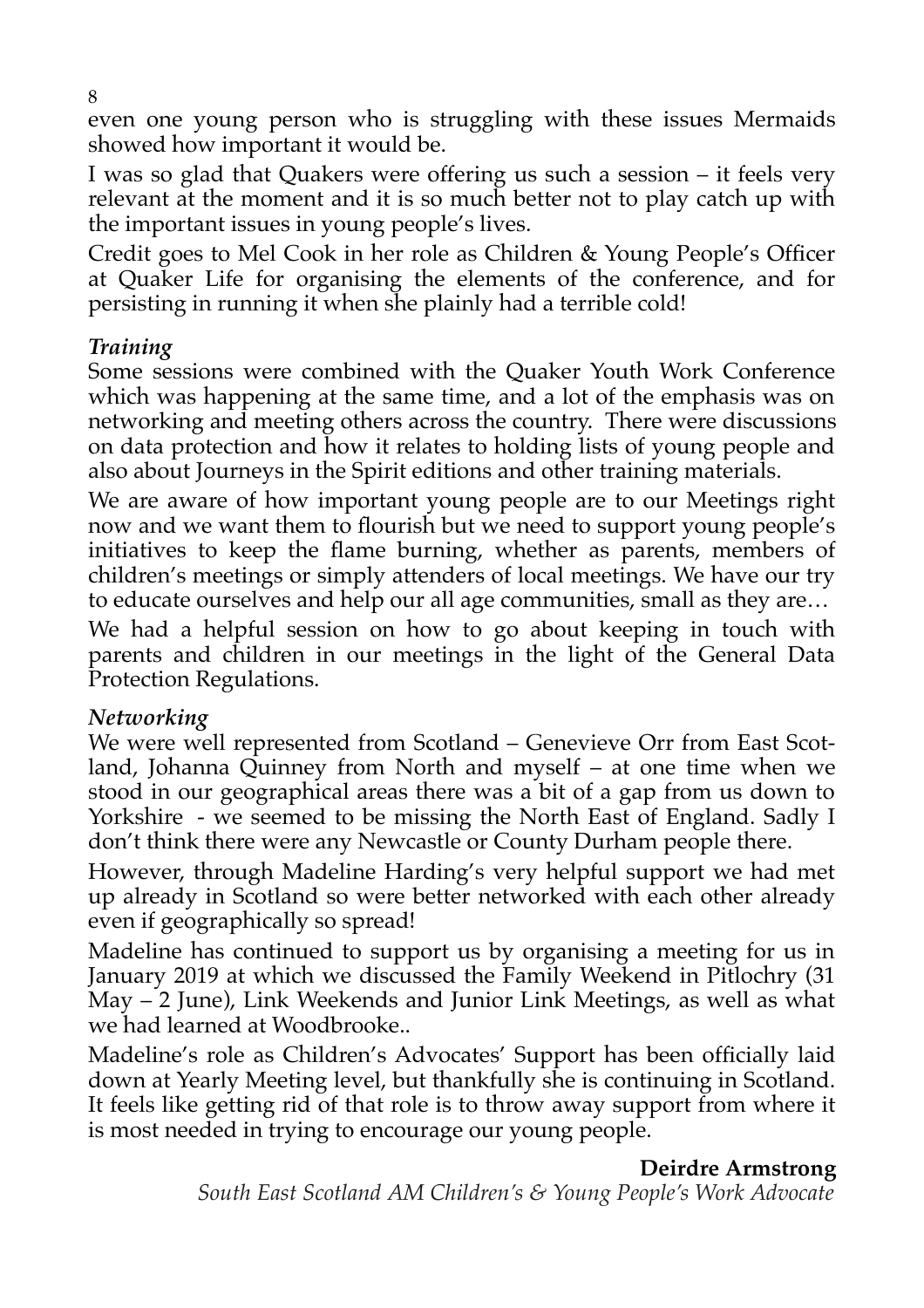even one young person who is struggling with these issues Mermaids showed how important it would be.

I was so glad that Quakers were offering us such a session – it feels very relevant at the moment and it is so much better not to play catch up with the important issues in young people's lives.

Credit goes to Mel Cook in her role as Children & Young People's Officer at Quaker Life for organising the elements of the conference, and for persisting in running it when she plainly had a terrible cold!

### *Training*

Some sessions were combined with the Quaker Youth Work Conference which was happening at the same time, and a lot of the emphasis was on networking and meeting others across the country. There were discussions on data protection and how it relates to holding lists of young people and also about Journeys in the Spirit editions and other training materials.

We are aware of how important young people are to our Meetings right now and we want them to flourish but we need to support young people's initiatives to keep the flame burning, whether as parents, members of children's meetings or simply attenders of local meetings. We have our try to educate ourselves and help our all age communities, small as they are…

We had a helpful session on how to go about keeping in touch with parents and children in our meetings in the light of the General Data Protection Regulations.

### *Networking*

We were well represented from Scotland – Genevieve Orr from East Scotland, Johanna Quinney from North and myself – at one time when we stood in our geographical areas there was a bit of a gap from us down to Yorkshire - we seemed to be missing the North East of England. Sadly I don't think there were any Newcastle or County Durham people there.

However, through Madeline Harding's very helpful support we had met up already in Scotland so were better networked with each other already even if geographically so spread!

Madeline has continued to support us by organising a meeting for us in January 2019 at which we discussed the Family Weekend in Pitlochry (31 May – 2 June), Link Weekends and Junior Link Meetings, as well as what we had learned at Woodbrooke..

Madeline's role as Children's Advocates' Support has been officially laid down at Yearly Meeting level, but thankfully she is continuing in Scotland. It feels like getting rid of that role is to throw away support from where it is most needed in trying to encourage our young people.

**Deirdre Armstrong**
*South East Scotland AM Children's & Young People's Work Advocate*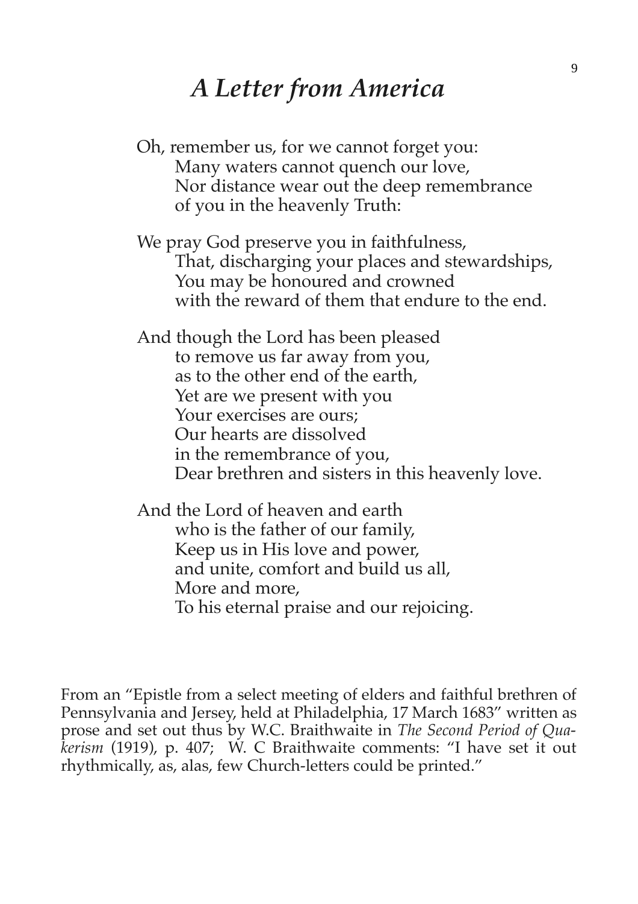# *A Letter from America*

Oh, remember us, for we cannot forget you:  
  Many waters cannot quench our love,  
  Nor distance wear out the deep remembrance  
  of you in the heavenly Truth:

We pray God preserve you in faithfulness,  
  That, discharging your places and stewardships,  
  You may be honoured and crowned  
  with the reward of them that endure to the end.

And though the Lord has been pleased  
  to remove us far away from you,  
  as to the other end of the earth,  
  Yet are we present with you  
  Your exercises are ours;  
  Our hearts are dissolved  
  in the remembrance of you,  
  Dear brethren and sisters in this heavenly love.

And the Lord of heaven and earth  
  who is the father of our family,  
  Keep us in His love and power,  
  and unite, comfort and build us all,  
  More and more,  
  To his eternal praise and our rejoicing.

From an "Epistle from a select meeting of elders and faithful brethren of Pennsylvania and Jersey, held at Philadelphia, 17 March 1683" written as prose and set out thus by W.C. Braithwaite in *The Second Period of Quakerism* (1919), p. 407; W. C Braithwaite comments: "I have set it out rhythmically, as, alas, few Church-letters could be printed."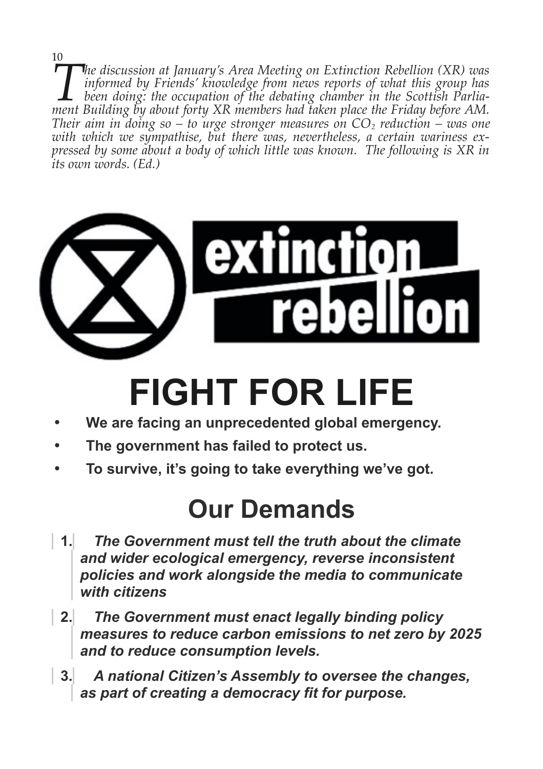*The discussion at January's Area Meeting on Extinction Rebellion (XR) was informed by Friends' knowledge from news reports of what this group has been doing: the occupation of the debating chamber in the Scottish Parliament Building by about forty XR members had taken place the Friday before AM. Their aim in doing so – to urge stronger measures on $CO_2$ reduction – was one with which we sympathise, but there was, nevertheless, a certain wariness expressed by some about a body of which little was known. The following is XR in its own words. (Ed.)*

**extinction rebellion**

# FIGHT FOR LIFE

- **We are facing an unprecedented global emergency.**
- **The government has failed to protect us.**
- **To survive, it's going to take everything we've got.**

## Our Demands

1. ***The Government must tell the truth about the climate and wider ecological emergency, reverse inconsistent policies and work alongside the media to communicate with citizens***
2. ***The Government must enact legally binding policy measures to reduce carbon emissions to net zero by 2025 and to reduce consumption levels.***
3. ***A national Citizen's Assembly to oversee the changes, as part of creating a democracy fit for purpose.***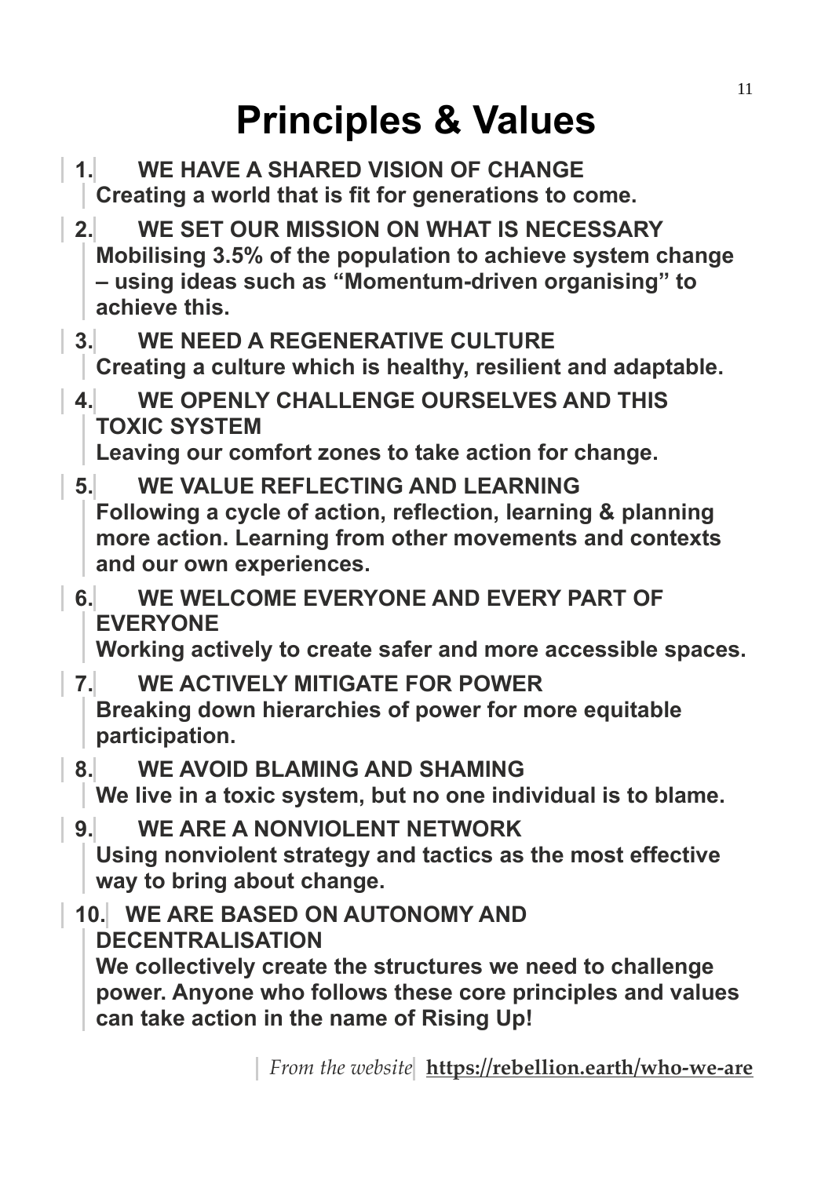# Principles & Values

1. **WE HAVE A SHARED VISION OF CHANGE**
   **Creating a world that is fit for generations to come.**

2. **WE SET OUR MISSION ON WHAT IS NECESSARY**
   **Mobilising 3.5% of the population to achieve system change – using ideas such as "Momentum-driven organising" to achieve this.**

3. **WE NEED A REGENERATIVE CULTURE**
   **Creating a culture which is healthy, resilient and adaptable.**

4. **WE OPENLY CHALLENGE OURSELVES AND THIS TOXIC SYSTEM**
   **Leaving our comfort zones to take action for change.**

5. **WE VALUE REFLECTING AND LEARNING**
   **Following a cycle of action, reflection, learning & planning more action. Learning from other movements and contexts and our own experiences.**

6. **WE WELCOME EVERYONE AND EVERY PART OF EVERYONE**
   **Working actively to create safer and more accessible spaces.**

7. **WE ACTIVELY MITIGATE FOR POWER**
   **Breaking down hierarchies of power for more equitable participation.**

8. **WE AVOID BLAMING AND SHAMING**
   **We live in a toxic system, but no one individual is to blame.**

9. **WE ARE A NONVIOLENT NETWORK**
   **Using nonviolent strategy and tactics as the most effective way to bring about change.**

10. **WE ARE BASED ON AUTONOMY AND DECENTRALISATION**
    **We collectively create the structures we need to challenge power. Anyone who follows these core principles and values can take action in the name of Rising Up!**

*From the website* **https://rebellion.earth/who-we-are**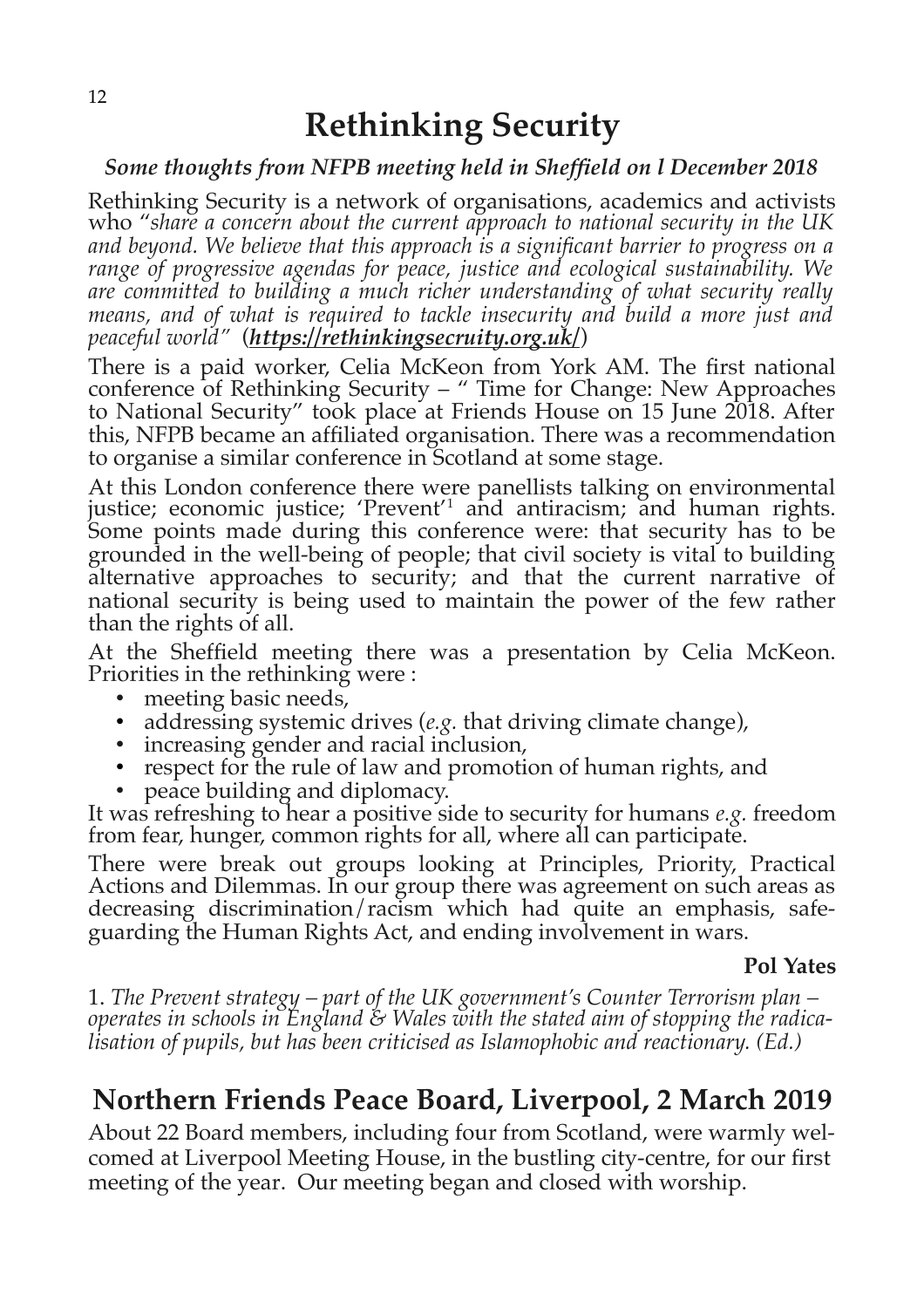# Rethinking Security

***Some thoughts from NFPB meeting held in Sheffield on l December 2018***

Rethinking Security is a network of organisations, academics and activists who "*share a concern about the current approach to national security in the UK and beyond. We believe that this approach is a significant barrier to progress on a range of progressive agendas for peace, justice and ecological sustainability. We are committed to building a much richer understanding of what security really means, and of what is required to tackle insecurity and build a more just and peaceful world*" (***https://rethinkingsecruity.org.uk/***)

There is a paid worker, Celia McKeon from York AM. The first national conference of Rethinking Security – " Time for Change: New Approaches to National Security" took place at Friends House on 15 June 2018. After this, NFPB became an affiliated organisation. There was a recommendation to organise a similar conference in Scotland at some stage.

At this London conference there were panellists talking on environmental justice; economic justice; 'Prevent'[1] and antiracism; and human rights. Some points made during this conference were: that security has to be grounded in the well-being of people; that civil society is vital to building alternative approaches to security; and that the current narrative of national security is being used to maintain the power of the few rather than the rights of all.

At the Sheffield meeting there was a presentation by Celia McKeon. Priorities in the rethinking were :

- meeting basic needs,
- addressing systemic drives (*e.g.* that driving climate change),
- increasing gender and racial inclusion,
- respect for the rule of law and promotion of human rights, and
- peace building and diplomacy.

It was refreshing to hear a positive side to security for humans *e.g.* freedom from fear, hunger, common rights for all, where all can participate.

There were break out groups looking at Principles, Priority, Practical Actions and Dilemmas. In our group there was agreement on such areas as decreasing discrimination/racism which had quite an emphasis, safe-guarding the Human Rights Act, and ending involvement in wars.

**Pol Yates**

1. *The Prevent strategy – part of the UK government's Counter Terrorism plan – operates in schools in England & Wales with the stated aim of stopping the radicalisation of pupils, but has been criticised as Islamophobic and reactionary. (Ed.)*

# Northern Friends Peace Board, Liverpool, 2 March 2019

About 22 Board members, including four from Scotland, were warmly welcomed at Liverpool Meeting House, in the bustling city-centre, for our first meeting of the year. Our meeting began and closed with worship.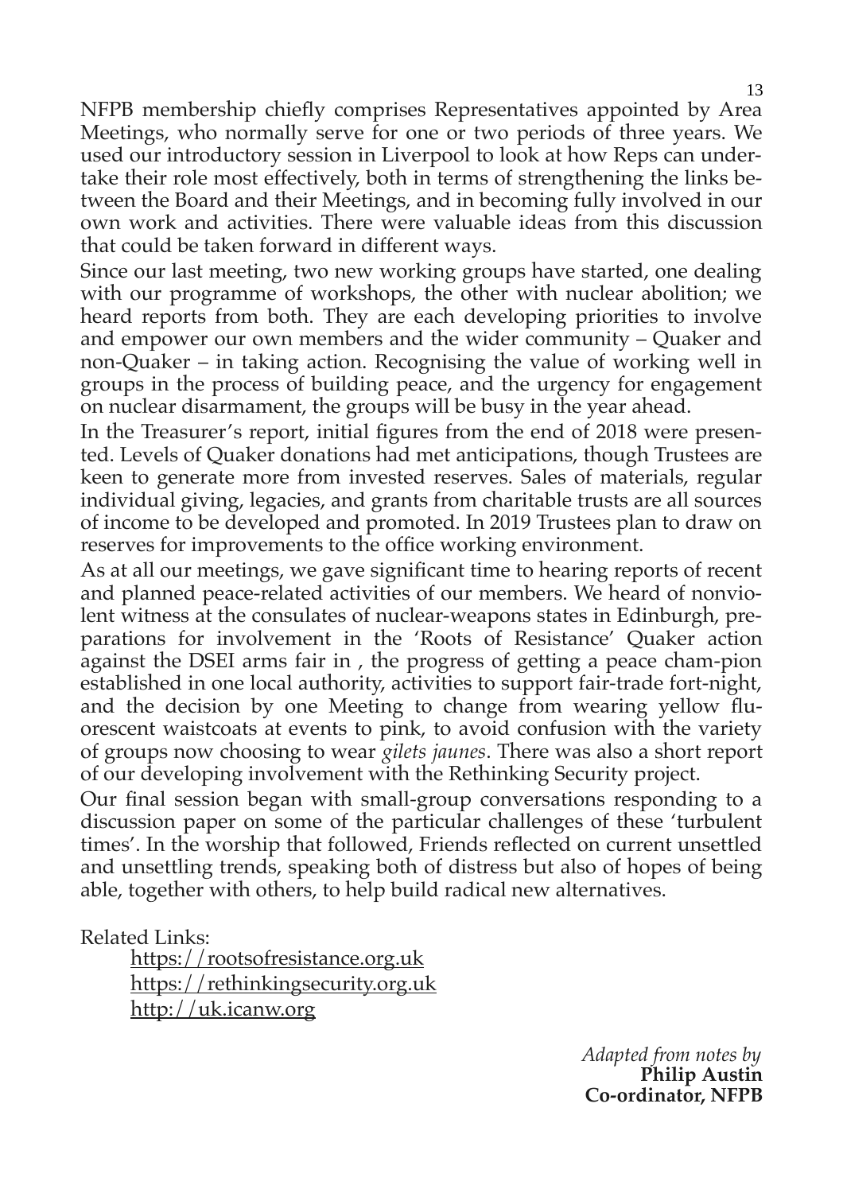NFPB membership chiefly comprises Representatives appointed by Area Meetings, who normally serve for one or two periods of three years. We used our introductory session in Liverpool to look at how Reps can undertake their role most effectively, both in terms of strengthening the links between the Board and their Meetings, and in becoming fully involved in our own work and activities. There were valuable ideas from this discussion that could be taken forward in different ways.

Since our last meeting, two new working groups have started, one dealing with our programme of workshops, the other with nuclear abolition; we heard reports from both. They are each developing priorities to involve and empower our own members and the wider community – Quaker and non-Quaker – in taking action. Recognising the value of working well in groups in the process of building peace, and the urgency for engagement on nuclear disarmament, the groups will be busy in the year ahead.

In the Treasurer's report, initial figures from the end of 2018 were presented. Levels of Quaker donations had met anticipations, though Trustees are keen to generate more from invested reserves. Sales of materials, regular individual giving, legacies, and grants from charitable trusts are all sources of income to be developed and promoted. In 2019 Trustees plan to draw on reserves for improvements to the office working environment.

As at all our meetings, we gave significant time to hearing reports of recent and planned peace-related activities of our members. We heard of nonviolent witness at the consulates of nuclear-weapons states in Edinburgh, preparations for involvement in the 'Roots of Resistance' Quaker action against the DSEI arms fair in , the progress of getting a peace cham-pion established in one local authority, activities to support fair-trade fort-night, and the decision by one Meeting to change from wearing yellow fluorescent waistcoats at events to pink, to avoid confusion with the variety of groups now choosing to wear *gilets jaunes*. There was also a short report of our developing involvement with the Rethinking Security project.

Our final session began with small-group conversations responding to a discussion paper on some of the particular challenges of these 'turbulent times'. In the worship that followed, Friends reflected on current unsettled and unsettling trends, speaking both of distress but also of hopes of being able, together with others, to help build radical new alternatives.

Related Links:

https://rootsofresistance.org.uk
https://rethinkingsecurity.org.uk
http://uk.icanw.org

*Adapted from notes by*
**Philip Austin**
**Co-ordinator, NFPB**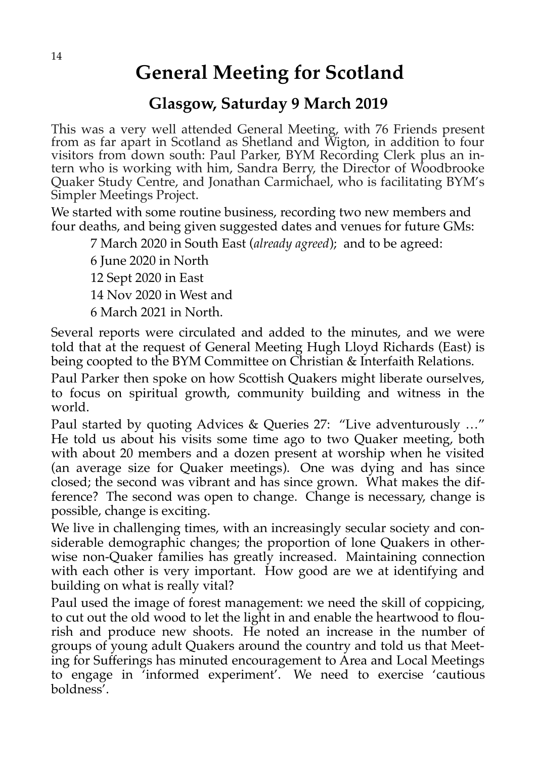# General Meeting for Scotland

## Glasgow, Saturday 9 March 2019

This was a very well attended General Meeting, with 76 Friends present from as far apart in Scotland as Shetland and Wigton, in addition to four visitors from down south: Paul Parker, BYM Recording Clerk plus an intern who is working with him, Sandra Berry, the Director of Woodbrooke Quaker Study Centre, and Jonathan Carmichael, who is facilitating BYM's Simpler Meetings Project.

We started with some routine business, recording two new members and four deaths, and being given suggested dates and venues for future GMs:

7 March 2020 in South East (*already agreed*); and to be agreed:

6 June 2020 in North

12 Sept 2020 in East

14 Nov 2020 in West and

6 March 2021 in North.

Several reports were circulated and added to the minutes, and we were told that at the request of General Meeting Hugh Lloyd Richards (East) is being coopted to the BYM Committee on Christian & Interfaith Relations.

Paul Parker then spoke on how Scottish Quakers might liberate ourselves, to focus on spiritual growth, community building and witness in the world.

Paul started by quoting Advices & Queries 27: "Live adventurously …" He told us about his visits some time ago to two Quaker meeting, both with about 20 members and a dozen present at worship when he visited (an average size for Quaker meetings). One was dying and has since closed; the second was vibrant and has since grown. What makes the difference? The second was open to change. Change is necessary, change is possible, change is exciting.

We live in challenging times, with an increasingly secular society and considerable demographic changes; the proportion of lone Quakers in otherwise non-Quaker families has greatly increased. Maintaining connection with each other is very important. How good are we at identifying and building on what is really vital?

Paul used the image of forest management: we need the skill of coppicing, to cut out the old wood to let the light in and enable the heartwood to flourish and produce new shoots. He noted an increase in the number of groups of young adult Quakers around the country and told us that Meeting for Sufferings has minuted encouragement to Area and Local Meetings to engage in 'informed experiment'. We need to exercise 'cautious boldness'.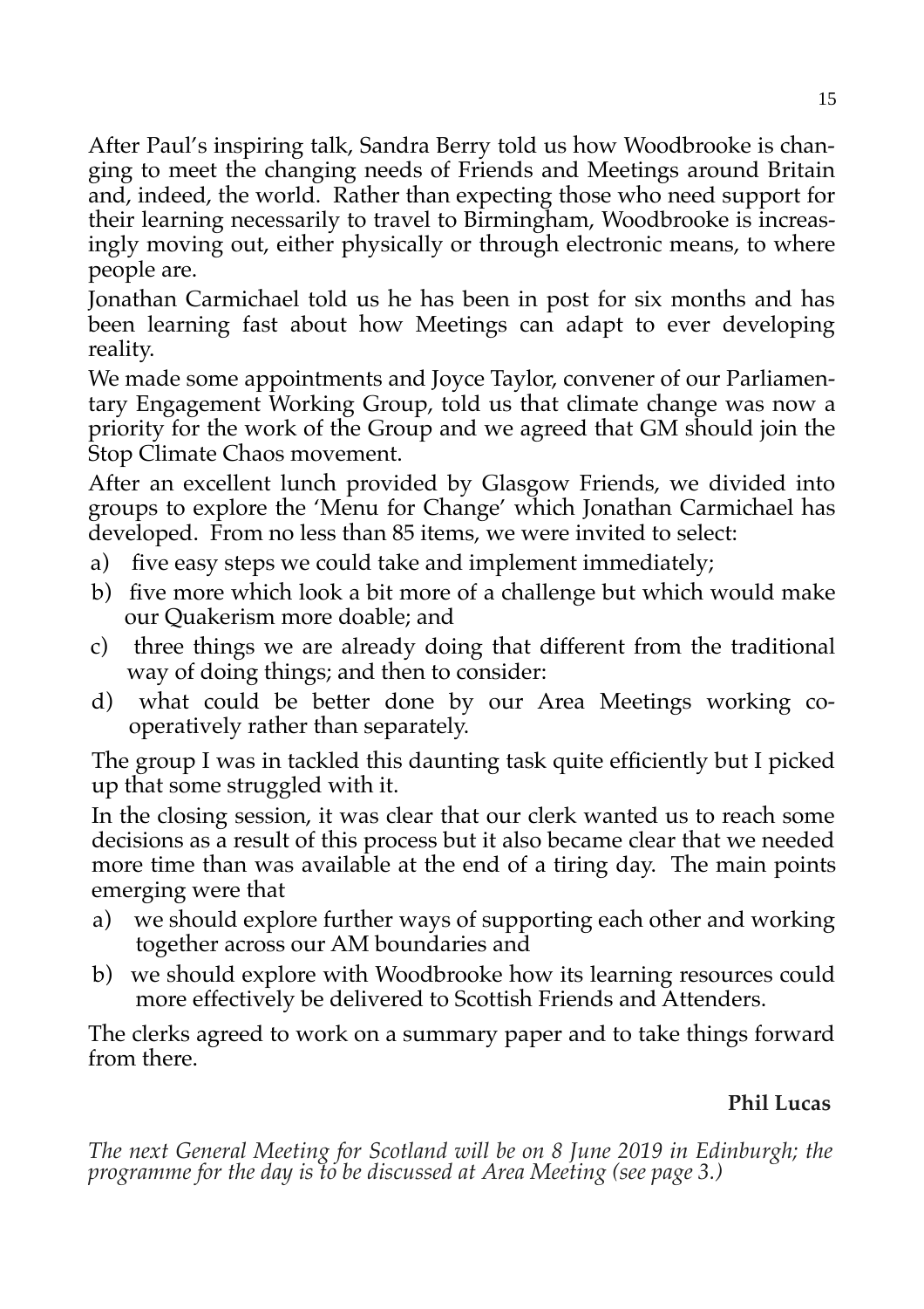After Paul's inspiring talk, Sandra Berry told us how Woodbrooke is changing to meet the changing needs of Friends and Meetings around Britain and, indeed, the world. Rather than expecting those who need support for their learning necessarily to travel to Birmingham, Woodbrooke is increasingly moving out, either physically or through electronic means, to where people are.

Jonathan Carmichael told us he has been in post for six months and has been learning fast about how Meetings can adapt to ever developing reality.

We made some appointments and Joyce Taylor, convener of our Parliamentary Engagement Working Group, told us that climate change was now a priority for the work of the Group and we agreed that GM should join the Stop Climate Chaos movement.

After an excellent lunch provided by Glasgow Friends, we divided into groups to explore the 'Menu for Change' which Jonathan Carmichael has developed. From no less than 85 items, we were invited to select:

a) five easy steps we could take and implement immediately;
b) five more which look a bit more of a challenge but which would make our Quakerism more doable; and
c) three things we are already doing that different from the traditional way of doing things; and then to consider:
d) what could be better done by our Area Meetings working co-operatively rather than separately.

The group I was in tackled this daunting task quite efficiently but I picked up that some struggled with it.

In the closing session, it was clear that our clerk wanted us to reach some decisions as a result of this process but it also became clear that we needed more time than was available at the end of a tiring day. The main points emerging were that

a) we should explore further ways of supporting each other and working together across our AM boundaries and
b) we should explore with Woodbrooke how its learning resources could more effectively be delivered to Scottish Friends and Attenders.

The clerks agreed to work on a summary paper and to take things forward from there.

**Phil Lucas**

*The next General Meeting for Scotland will be on 8 June 2019 in Edinburgh; the programme for the day is to be discussed at Area Meeting (see page 3.)*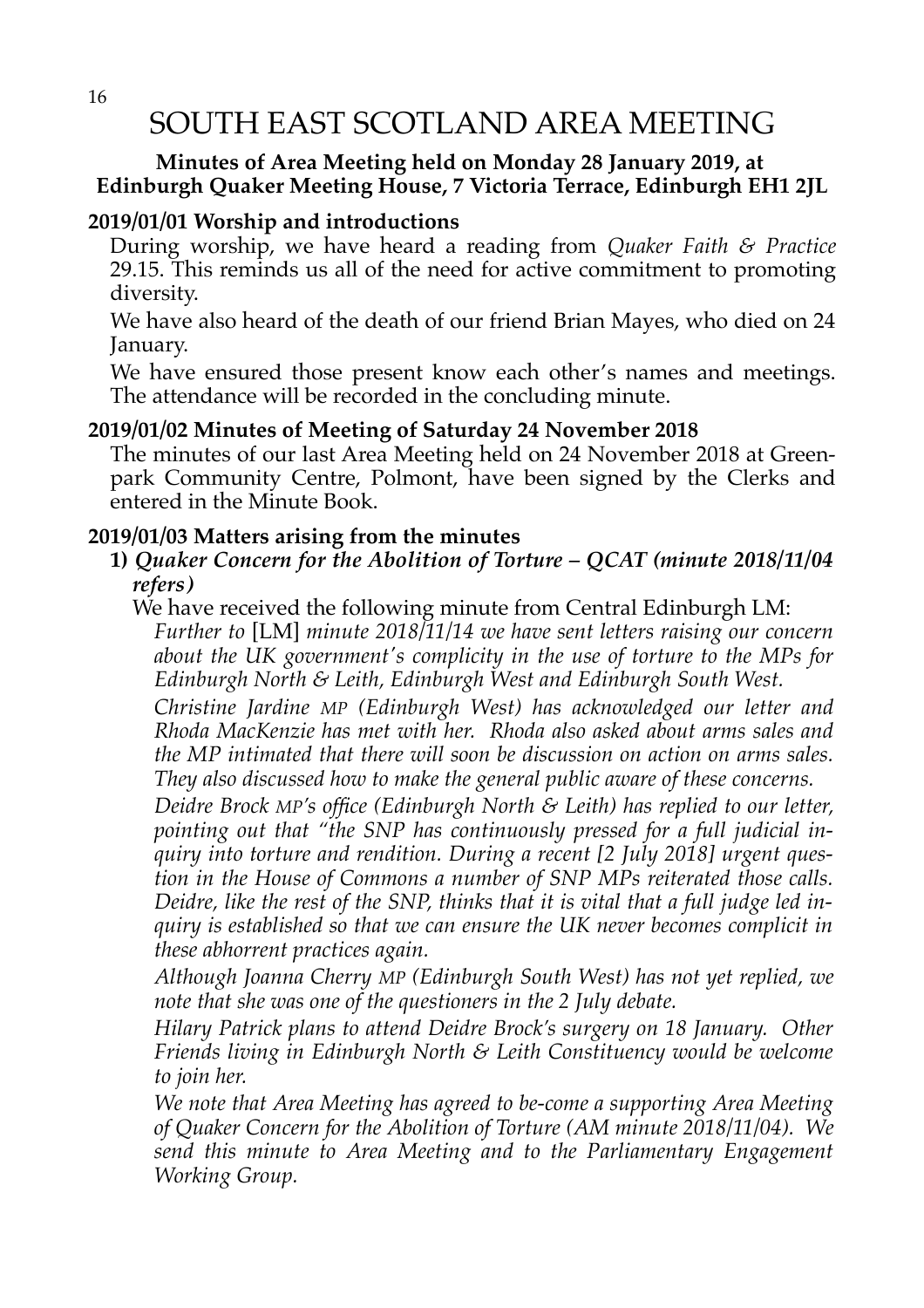# SOUTH EAST SCOTLAND AREA MEETING

**Minutes of Area Meeting held on Monday 28 January 2019, at Edinburgh Quaker Meeting House, 7 Victoria Terrace, Edinburgh EH1 2JL**

### 2019/01/01 Worship and introductions

During worship, we have heard a reading from *Quaker Faith & Practice* 29.15. This reminds us all of the need for active commitment to promoting diversity.

We have also heard of the death of our friend Brian Mayes, who died on 24 January.

We have ensured those present know each other's names and meetings. The attendance will be recorded in the concluding minute.

### 2019/01/02 Minutes of Meeting of Saturday 24 November 2018

The minutes of our last Area Meeting held on 24 November 2018 at Greenpark Community Centre, Polmont, have been signed by the Clerks and entered in the Minute Book.

### 2019/01/03 Matters arising from the minutes

**1)** ***Quaker Concern for the Abolition of Torture – QCAT (minute 2018/11/04 refers)***

We have received the following minute from Central Edinburgh LM:

*Further to* [LM] *minute 2018/11/14 we have sent letters raising our concern about the UK government's complicity in the use of torture to the MPs for Edinburgh North & Leith, Edinburgh West and Edinburgh South West.*

*Christine Jardine MP (Edinburgh West) has acknowledged our letter and Rhoda MacKenzie has met with her. Rhoda also asked about arms sales and the MP intimated that there will soon be discussion on action on arms sales. They also discussed how to make the general public aware of these concerns.*

*Deidre Brock MP's office (Edinburgh North & Leith) has replied to our letter, pointing out that "the SNP has continuously pressed for a full judicial inquiry into torture and rendition. During a recent [2 July 2018] urgent question in the House of Commons a number of SNP MPs reiterated those calls. Deidre, like the rest of the SNP, thinks that it is vital that a full judge led inquiry is established so that we can ensure the UK never becomes complicit in these abhorrent practices again.*

*Although Joanna Cherry MP (Edinburgh South West) has not yet replied, we note that she was one of the questioners in the 2 July debate.*

*Hilary Patrick plans to attend Deidre Brock's surgery on 18 January. Other Friends living in Edinburgh North & Leith Constituency would be welcome to join her.*

*We note that Area Meeting has agreed to be-come a supporting Area Meeting of Quaker Concern for the Abolition of Torture (AM minute 2018/11/04). We send this minute to Area Meeting and to the Parliamentary Engagement Working Group.*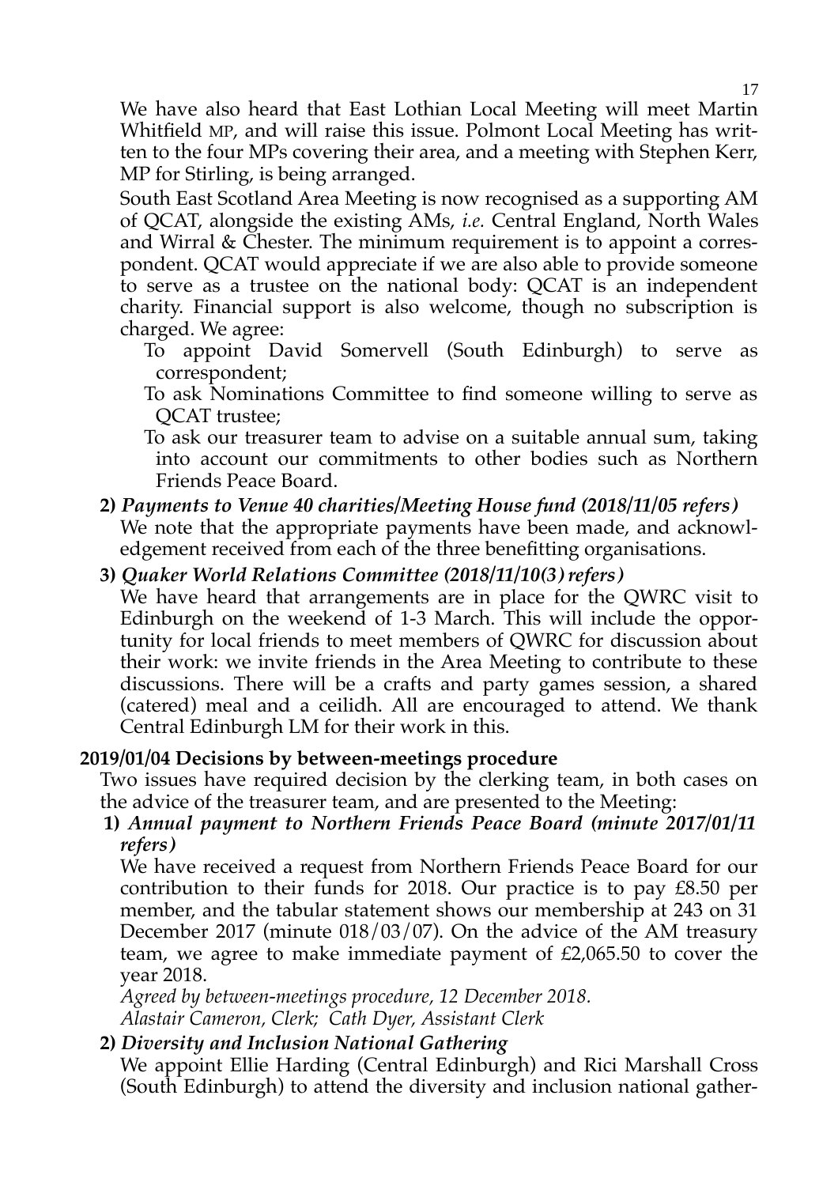We have also heard that East Lothian Local Meeting will meet Martin Whitfield MP, and will raise this issue. Polmont Local Meeting has written to the four MPs covering their area, and a meeting with Stephen Kerr, MP for Stirling, is being arranged.

South East Scotland Area Meeting is now recognised as a supporting AM of QCAT, alongside the existing AMs, *i.e.* Central England, North Wales and Wirral & Chester. The minimum requirement is to appoint a correspondent. QCAT would appreciate if we are also able to provide someone to serve as a trustee on the national body: QCAT is an independent charity. Financial support is also welcome, though no subscription is charged. We agree:

- To appoint David Somervell (South Edinburgh) to serve as correspondent;
- To ask Nominations Committee to find someone willing to serve as QCAT trustee;
- To ask our treasurer team to advise on a suitable annual sum, taking into account our commitments to other bodies such as Northern Friends Peace Board.

**2)** ***Payments to Venue 40 charities/Meeting House fund (2018/11/05 refers)***
We note that the appropriate payments have been made, and acknowledgement received from each of the three benefitting organisations.

**3)** ***Quaker World Relations Committee (2018/11/10(3) refers)***
We have heard that arrangements are in place for the QWRC visit to Edinburgh on the weekend of 1-3 March. This will include the opportunity for local friends to meet members of QWRC for discussion about their work: we invite friends in the Area Meeting to contribute to these discussions. There will be a crafts and party games session, a shared (catered) meal and a ceilidh. All are encouraged to attend. We thank Central Edinburgh LM for their work in this.

**2019/01/04 Decisions by between-meetings procedure**

Two issues have required decision by the clerking team, in both cases on the advice of the treasurer team, and are presented to the Meeting:

**1)** ***Annual payment to Northern Friends Peace Board (minute 2017/01/11 refers)***
We have received a request from Northern Friends Peace Board for our contribution to their funds for 2018. Our practice is to pay £8.50 per member, and the tabular statement shows our membership at 243 on 31 December 2017 (minute 018/03/07). On the advice of the AM treasury team, we agree to make immediate payment of £2,065.50 to cover the year 2018.
*Agreed by between-meetings procedure, 12 December 2018.*
*Alastair Cameron, Clerk; Cath Dyer, Assistant Clerk*

**2)** ***Diversity and Inclusion National Gathering***
We appoint Ellie Harding (Central Edinburgh) and Rici Marshall Cross (South Edinburgh) to attend the diversity and inclusion national gather-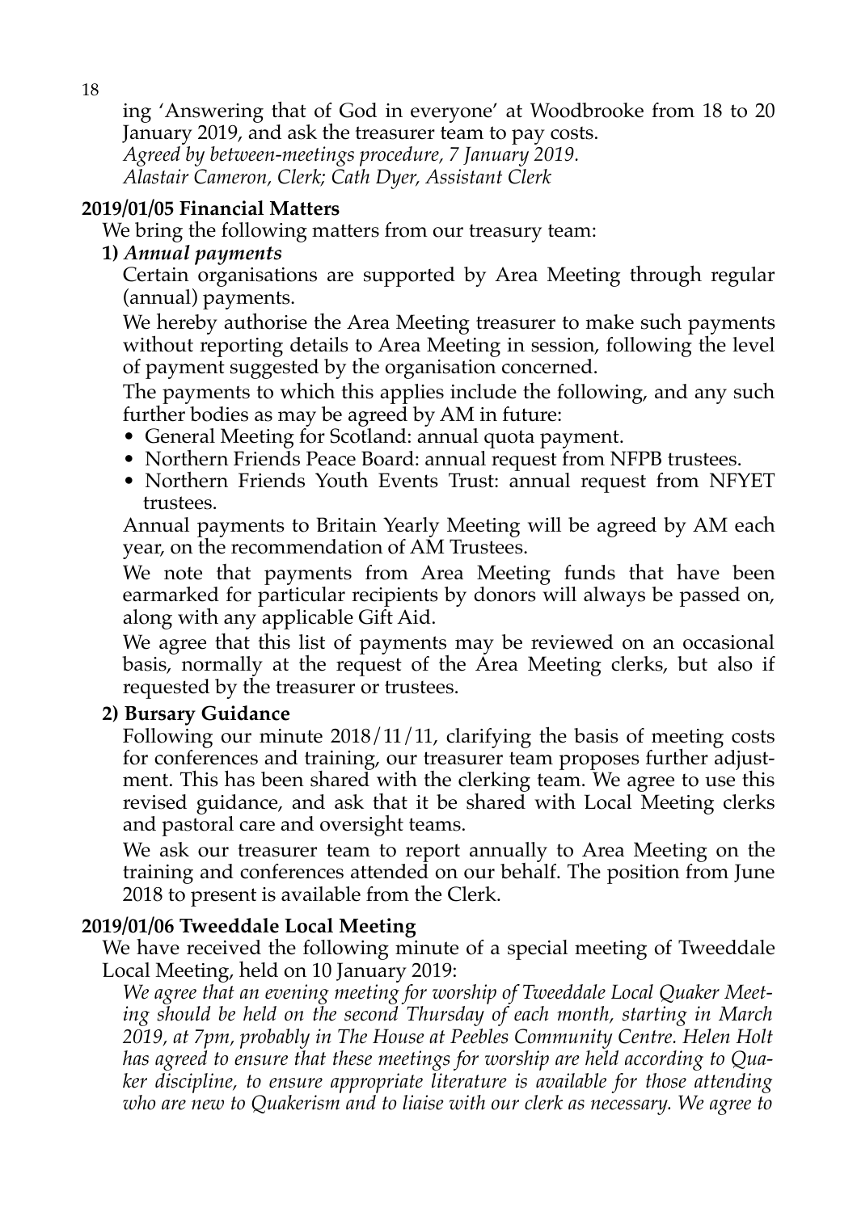ing 'Answering that of God in everyone' at Woodbrooke from 18 to 20 January 2019, and ask the treasurer team to pay costs.
*Agreed by between-meetings procedure, 7 January 2019.*
*Alastair Cameron, Clerk; Cath Dyer, Assistant Clerk*

**2019/01/05 Financial Matters**

We bring the following matters from our treasury team:

**1)** ***Annual payments***

Certain organisations are supported by Area Meeting through regular (annual) payments.

We hereby authorise the Area Meeting treasurer to make such payments without reporting details to Area Meeting in session, following the level of payment suggested by the organisation concerned.

The payments to which this applies include the following, and any such further bodies as may be agreed by AM in future:

- General Meeting for Scotland: annual quota payment.
- Northern Friends Peace Board: annual request from NFPB trustees.
- Northern Friends Youth Events Trust: annual request from NFYET trustees.

Annual payments to Britain Yearly Meeting will be agreed by AM each year, on the recommendation of AM Trustees.

We note that payments from Area Meeting funds that have been earmarked for particular recipients by donors will always be passed on, along with any applicable Gift Aid.

We agree that this list of payments may be reviewed on an occasional basis, normally at the request of the Area Meeting clerks, but also if requested by the treasurer or trustees.

**2) Bursary Guidance**

Following our minute 2018/11/11, clarifying the basis of meeting costs for conferences and training, our treasurer team proposes further adjustment. This has been shared with the clerking team. We agree to use this revised guidance, and ask that it be shared with Local Meeting clerks and pastoral care and oversight teams.

We ask our treasurer team to report annually to Area Meeting on the training and conferences attended on our behalf. The position from June 2018 to present is available from the Clerk.

**2019/01/06 Tweeddale Local Meeting**

We have received the following minute of a special meeting of Tweeddale Local Meeting, held on 10 January 2019:

*We agree that an evening meeting for worship of Tweeddale Local Quaker Meeting should be held on the second Thursday of each month, starting in March 2019, at 7pm, probably in The House at Peebles Community Centre. Helen Holt has agreed to ensure that these meetings for worship are held according to Quaker discipline, to ensure appropriate literature is available for those attending who are new to Quakerism and to liaise with our clerk as necessary. We agree to*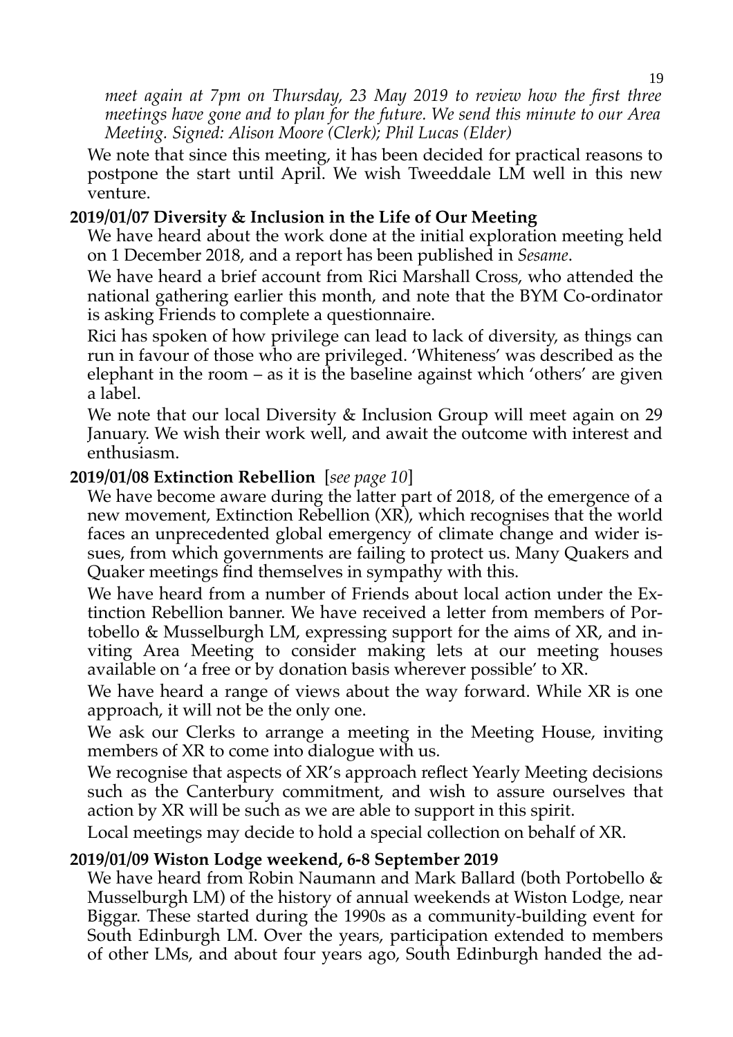*meet again at 7pm on Thursday, 23 May 2019 to review how the first three meetings have gone and to plan for the future. We send this minute to our Area Meeting. Signed: Alison Moore (Clerk); Phil Lucas (Elder)*

We note that since this meeting, it has been decided for practical reasons to postpone the start until April. We wish Tweeddale LM well in this new venture.

**2019/01/07 Diversity & Inclusion in the Life of Our Meeting**

We have heard about the work done at the initial exploration meeting held on 1 December 2018, and a report has been published in *Sesame*.

We have heard a brief account from Rici Marshall Cross, who attended the national gathering earlier this month, and note that the BYM Co-ordinator is asking Friends to complete a questionnaire.

Rici has spoken of how privilege can lead to lack of diversity, as things can run in favour of those who are privileged. 'Whiteness' was described as the elephant in the room – as it is the baseline against which 'others' are given a label.

We note that our local Diversity & Inclusion Group will meet again on 29 January. We wish their work well, and await the outcome with interest and enthusiasm.

**2019/01/08 Extinction Rebellion** [*see page 10*]

We have become aware during the latter part of 2018, of the emergence of a new movement, Extinction Rebellion (XR), which recognises that the world faces an unprecedented global emergency of climate change and wider issues, from which governments are failing to protect us. Many Quakers and Quaker meetings find themselves in sympathy with this.

We have heard from a number of Friends about local action under the Extinction Rebellion banner. We have received a letter from members of Portobello & Musselburgh LM, expressing support for the aims of XR, and inviting Area Meeting to consider making lets at our meeting houses available on 'a free or by donation basis wherever possible' to XR.

We have heard a range of views about the way forward. While XR is one approach, it will not be the only one.

We ask our Clerks to arrange a meeting in the Meeting House, inviting members of XR to come into dialogue with us.

We recognise that aspects of XR's approach reflect Yearly Meeting decisions such as the Canterbury commitment, and wish to assure ourselves that action by XR will be such as we are able to support in this spirit.

Local meetings may decide to hold a special collection on behalf of XR.

**2019/01/09 Wiston Lodge weekend, 6-8 September 2019**

We have heard from Robin Naumann and Mark Ballard (both Portobello & Musselburgh LM) of the history of annual weekends at Wiston Lodge, near Biggar. These started during the 1990s as a community-building event for South Edinburgh LM. Over the years, participation extended to members of other LMs, and about four years ago, South Edinburgh handed the ad-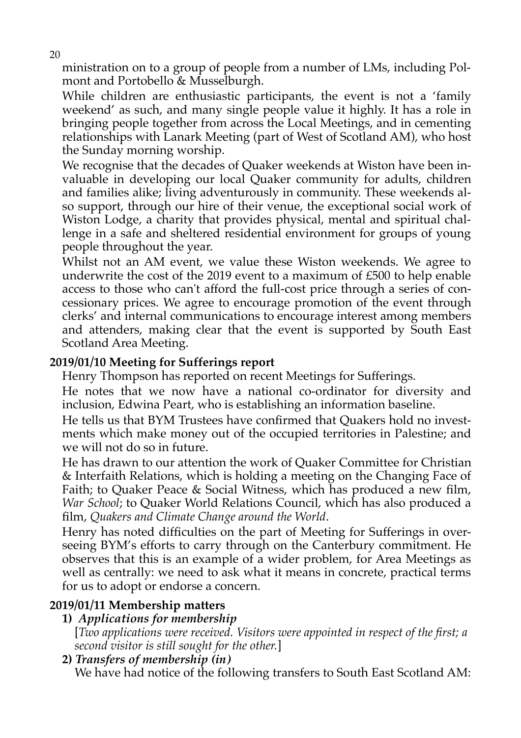ministration on to a group of people from a number of LMs, including Polmont and Portobello & Musselburgh.

While children are enthusiastic participants, the event is not a 'family weekend' as such, and many single people value it highly. It has a role in bringing people together from across the Local Meetings, and in cementing relationships with Lanark Meeting (part of West of Scotland AM), who host the Sunday morning worship.

We recognise that the decades of Quaker weekends at Wiston have been invaluable in developing our local Quaker community for adults, children and families alike; living adventurously in community. These weekends also support, through our hire of their venue, the exceptional social work of Wiston Lodge, a charity that provides physical, mental and spiritual challenge in a safe and sheltered residential environment for groups of young people throughout the year.

Whilst not an AM event, we value these Wiston weekends. We agree to underwrite the cost of the 2019 event to a maximum of £500 to help enable access to those who can't afford the full-cost price through a series of concessionary prices. We agree to encourage promotion of the event through clerks' and internal communications to encourage interest among members and attenders, making clear that the event is supported by South East Scotland Area Meeting.

**2019/01/10 Meeting for Sufferings report**

Henry Thompson has reported on recent Meetings for Sufferings.

He notes that we now have a national co-ordinator for diversity and inclusion, Edwina Peart, who is establishing an information baseline.

He tells us that BYM Trustees have confirmed that Quakers hold no investments which make money out of the occupied territories in Palestine; and we will not do so in future.

He has drawn to our attention the work of Quaker Committee for Christian & Interfaith Relations, which is holding a meeting on the Changing Face of Faith; to Quaker Peace & Social Witness, which has produced a new film, *War School*; to Quaker World Relations Council, which has also produced a film, *Quakers and Climate Change around the World*.

Henry has noted difficulties on the part of Meeting for Sufferings in overseeing BYM's efforts to carry through on the Canterbury commitment. He observes that this is an example of a wider problem, for Area Meetings as well as centrally: we need to ask what it means in concrete, practical terms for us to adopt or endorse a concern.

**2019/01/11 Membership matters**

**1)** ***Applications for membership***

[*Two applications were received. Visitors were appointed in respect of the first; a second visitor is still sought for the other.*]

**2)** ***Transfers of membership (in)***

We have had notice of the following transfers to South East Scotland AM: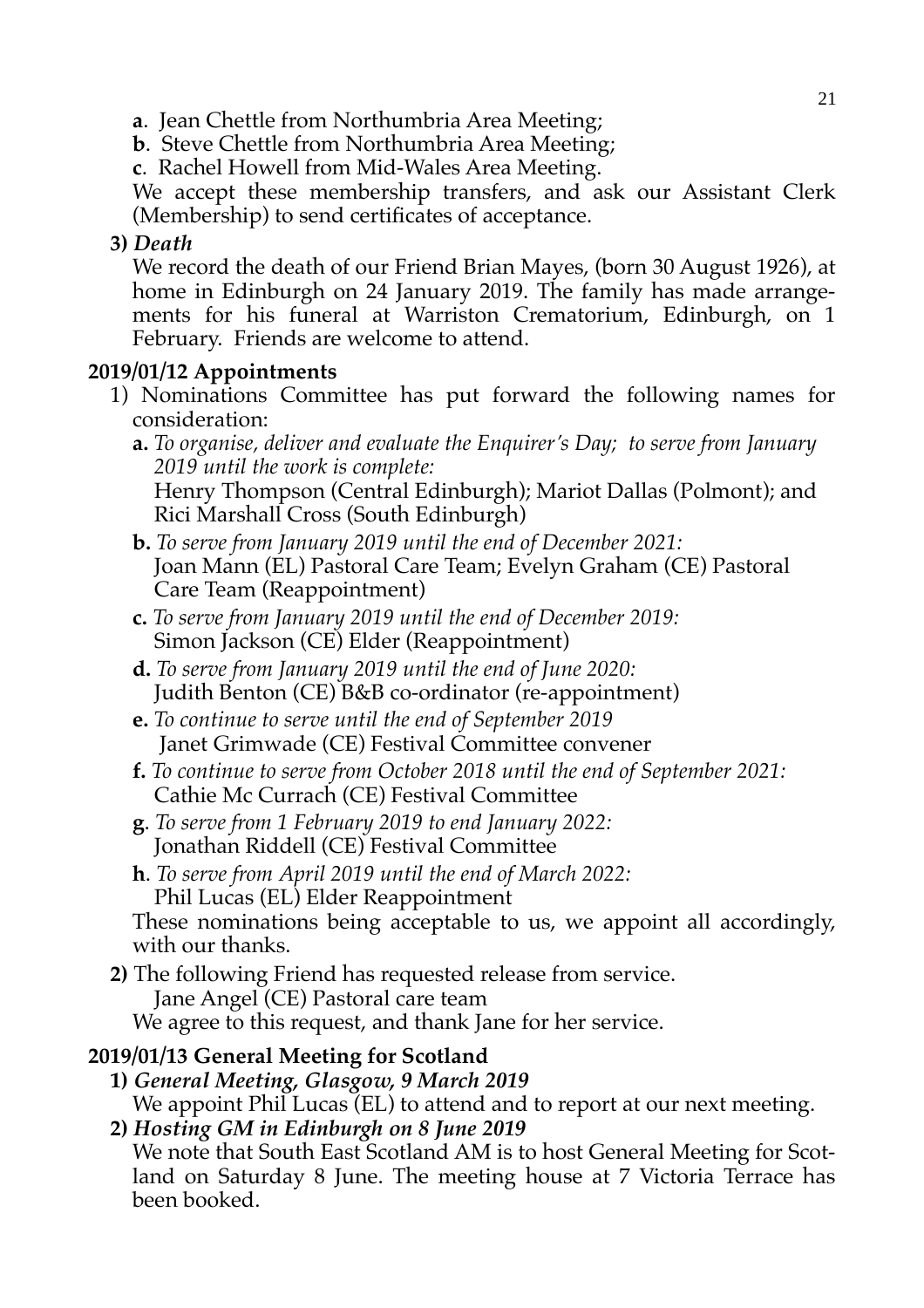**a**. Jean Chettle from Northumbria Area Meeting;

**b**. Steve Chettle from Northumbria Area Meeting;

**c**. Rachel Howell from Mid-Wales Area Meeting.

We accept these membership transfers, and ask our Assistant Clerk (Membership) to send certificates of acceptance.

**3)** ***Death***

We record the death of our Friend Brian Mayes, (born 30 August 1926), at home in Edinburgh on 24 January 2019. The family has made arrangements for his funeral at Warriston Crematorium, Edinburgh, on 1 February. Friends are welcome to attend.

### 2019/01/12 Appointments

1) Nominations Committee has put forward the following names for consideration:

**a.** *To organise, deliver and evaluate the Enquirer's Day; to serve from January 2019 until the work is complete:*
Henry Thompson (Central Edinburgh); Mariot Dallas (Polmont); and Rici Marshall Cross (South Edinburgh)

**b.** *To serve from January 2019 until the end of December 2021:*
Joan Mann (EL) Pastoral Care Team; Evelyn Graham (CE) Pastoral Care Team (Reappointment)

**c.** *To serve from January 2019 until the end of December 2019:*
Simon Jackson (CE) Elder (Reappointment)

**d.** *To serve from January 2019 until the end of June 2020:*
Judith Benton (CE) B&B co-ordinator (re-appointment)

**e.** *To continue to serve until the end of September 2019*
Janet Grimwade (CE) Festival Committee convener

**f.** *To continue to serve from October 2018 until the end of September 2021:*
Cathie Mc Currach (CE) Festival Committee

**g**. *To serve from 1 February 2019 to end January 2022:*
Jonathan Riddell (CE) Festival Committee

**h**. *To serve from April 2019 until the end of March 2022:*
Phil Lucas (EL) Elder Reappointment

These nominations being acceptable to us, we appoint all accordingly, with our thanks.

**2)** The following Friend has requested release from service.
Jane Angel (CE) Pastoral care team
We agree to this request, and thank Jane for her service.

### 2019/01/13 General Meeting for Scotland

**1)** ***General Meeting, Glasgow, 9 March 2019***

We appoint Phil Lucas (EL) to attend and to report at our next meeting.

**2)** ***Hosting GM in Edinburgh on 8 June 2019***

We note that South East Scotland AM is to host General Meeting for Scotland on Saturday 8 June. The meeting house at 7 Victoria Terrace has been booked.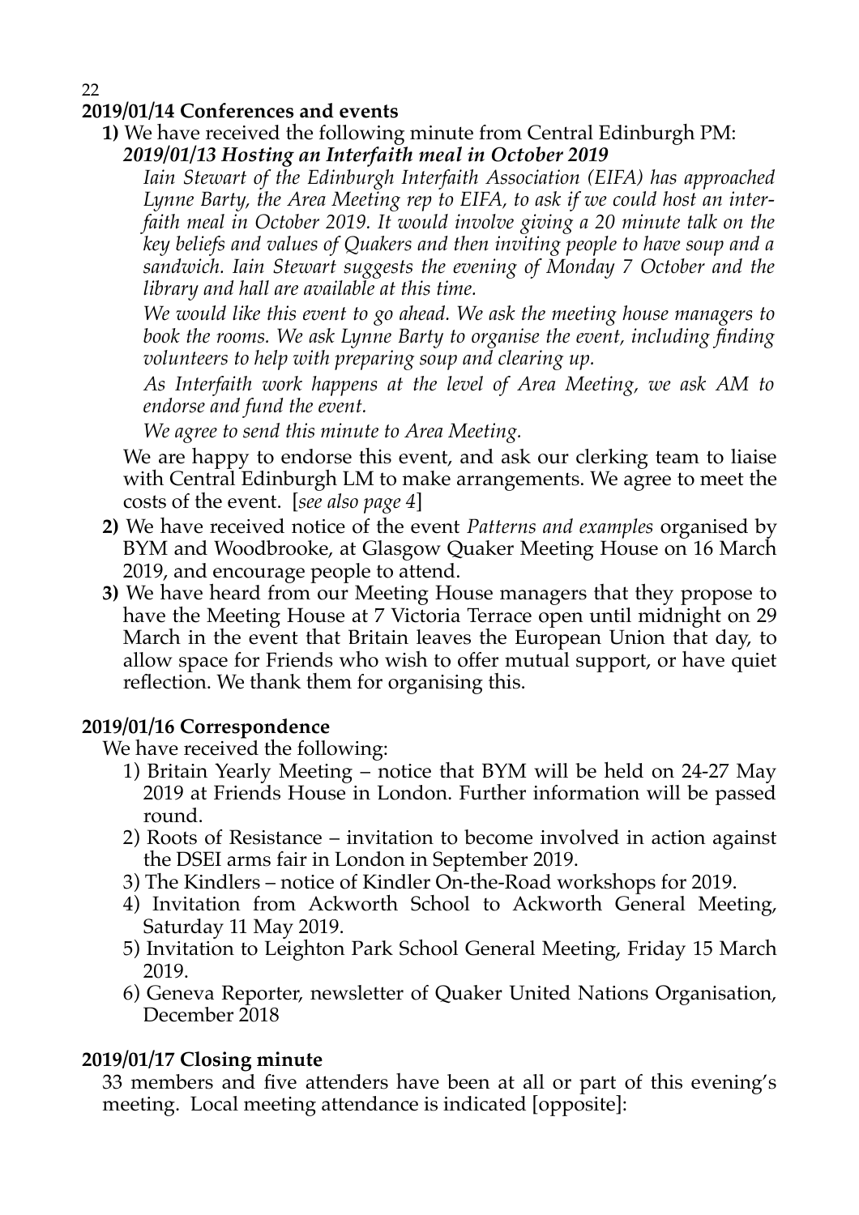**2019/01/14 Conferences and events**

**1)** We have received the following minute from Central Edinburgh PM:

***2019/01/13 Hosting an Interfaith meal in October 2019***

*Iain Stewart of the Edinburgh Interfaith Association (EIFA) has approached Lynne Barty, the Area Meeting rep to EIFA, to ask if we could host an interfaith meal in October 2019. It would involve giving a 20 minute talk on the key beliefs and values of Quakers and then inviting people to have soup and a sandwich. Iain Stewart suggests the evening of Monday 7 October and the library and hall are available at this time.*

*We would like this event to go ahead. We ask the meeting house managers to book the rooms. We ask Lynne Barty to organise the event, including finding volunteers to help with preparing soup and clearing up.*

*As Interfaith work happens at the level of Area Meeting, we ask AM to endorse and fund the event.*

*We agree to send this minute to Area Meeting.*

We are happy to endorse this event, and ask our clerking team to liaise with Central Edinburgh LM to make arrangements. We agree to meet the costs of the event. [*see also page 4*]

**2)** We have received notice of the event *Patterns and examples* organised by BYM and Woodbrooke, at Glasgow Quaker Meeting House on 16 March 2019, and encourage people to attend.

**3)** We have heard from our Meeting House managers that they propose to have the Meeting House at 7 Victoria Terrace open until midnight on 29 March in the event that Britain leaves the European Union that day, to allow space for Friends who wish to offer mutual support, or have quiet reflection. We thank them for organising this.

**2019/01/16 Correspondence**

We have received the following:

1) Britain Yearly Meeting – notice that BYM will be held on 24-27 May 2019 at Friends House in London. Further information will be passed round.
2) Roots of Resistance – invitation to become involved in action against the DSEI arms fair in London in September 2019.
3) The Kindlers – notice of Kindler On-the-Road workshops for 2019.
4) Invitation from Ackworth School to Ackworth General Meeting, Saturday 11 May 2019.
5) Invitation to Leighton Park School General Meeting, Friday 15 March 2019.
6) Geneva Reporter, newsletter of Quaker United Nations Organisation, December 2018

**2019/01/17 Closing minute**

33 members and five attenders have been at all or part of this evening's meeting. Local meeting attendance is indicated [opposite]: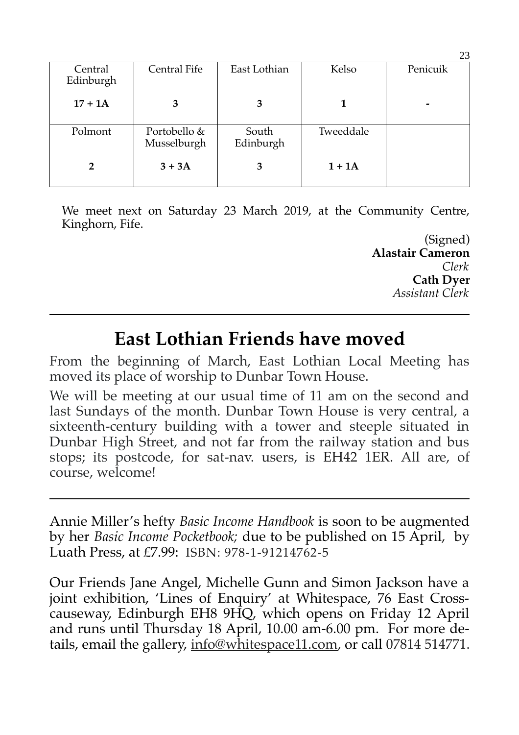| Central Edinburgh | Central Fife | East Lothian | Kelso | Penicuik |
|---|---|---|---|---|
| **17 + 1A** | **3** | **3** | **1** | **-** |
| Polmont | Portobello & Musselburgh | South Edinburgh | Tweeddale | |
| **2** | **3 + 3A** | **3** | **1 + 1A** | |

We meet next on Saturday 23 March 2019, at the Community Centre, Kinghorn, Fife.

(Signed)
**Alastair Cameron**
*Clerk*
**Cath Dyer**
*Assistant Clerk*

---

# East Lothian Friends have moved

From the beginning of March, East Lothian Local Meeting has moved its place of worship to Dunbar Town House.

We will be meeting at our usual time of 11 am on the second and last Sundays of the month. Dunbar Town House is very central, a sixteenth-century building with a tower and steeple situated in Dunbar High Street, and not far from the railway station and bus stops; its postcode, for sat-nav. users, is EH42 1ER. All are, of course, welcome!

---

Annie Miller's hefty *Basic Income Handbook* is soon to be augmented by her *Basic Income Pocketbook;* due to be published on 15 April, by Luath Press, at £7.99: ISBN: 978-1-91214762-5

Our Friends Jane Angel, Michelle Gunn and Simon Jackson have a joint exhibition, 'Lines of Enquiry' at Whitespace, 76 East Crosscauseway, Edinburgh EH8 9HQ, which opens on Friday 12 April and runs until Thursday 18 April, 10.00 am-6.00 pm. For more details, email the gallery, info@whitespace11.com, or call 07814 514771.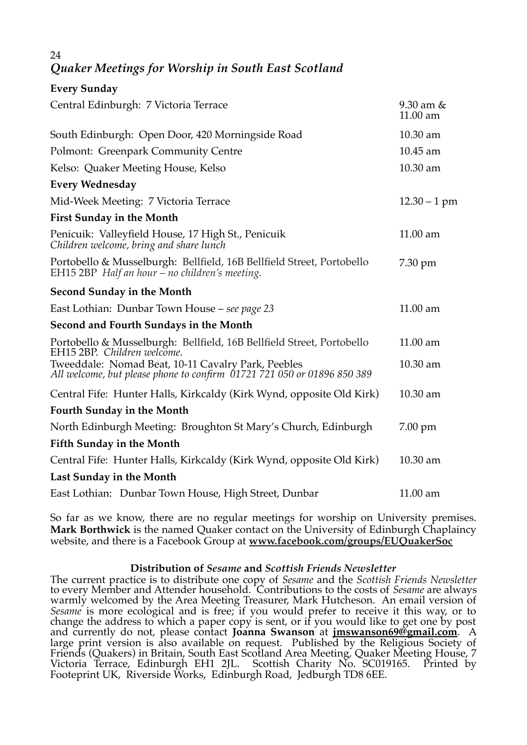## *Quaker Meetings for Worship in South East Scotland*

| | |
|---|---|
| **Every Sunday** | |
| Central Edinburgh: 7 Victoria Terrace | 9.30 am & 11.00 am |
| South Edinburgh: Open Door, 420 Morningside Road | 10.30 am |
| Polmont: Greenpark Community Centre | 10.45 am |
| Kelso: Quaker Meeting House, Kelso | 10.30 am |
| **Every Wednesday** | |
| Mid-Week Meeting: 7 Victoria Terrace | 12.30 – 1 pm |
| **First Sunday in the Month** | |
| Penicuik: Valleyfield House, 17 High St., Penicuik *Children welcome, bring and share lunch* | 11.00 am |
| Portobello & Musselburgh: Bellfield, 16B Bellfield Street, Portobello EH15 2BP *Half an hour – no children's meeting.* | 7.30 pm |
| **Second Sunday in the Month** | |
| East Lothian: Dunbar Town House – *see page 23* | 11.00 am |
| **Second and Fourth Sundays in the Month** | |
| Portobello & Musselburgh: Bellfield, 16B Bellfield Street, Portobello EH15 2BP. *Children welcome.* | 11.00 am |
| Tweeddale: Nomad Beat, 10-11 Cavalry Park, Peebles *All welcome, but please phone to confirm 01721 721 050 or 01896 850 389* | 10.30 am |
| Central Fife: Hunter Halls, Kirkcaldy (Kirk Wynd, opposite Old Kirk) | 10.30 am |
| **Fourth Sunday in the Month** | |
| North Edinburgh Meeting: Broughton St Mary's Church, Edinburgh | 7.00 pm |
| **Fifth Sunday in the Month** | |
| Central Fife: Hunter Halls, Kirkcaldy (Kirk Wynd, opposite Old Kirk) | 10.30 am |
| **Last Sunday in the Month** | |
| East Lothian: Dunbar Town House, High Street, Dunbar | 11.00 am |

So far as we know, there are no regular meetings for worship on University premises. **Mark Borthwick** is the named Quaker contact on the University of Edinburgh Chaplaincy website, and there is a Facebook Group at **www.facebook.com/groups/EUQuakerSoc**

### Distribution of *Sesame* and *Scottish Friends Newsletter*

The current practice is to distribute one copy of *Sesame* and the *Scottish Friends Newsletter* to every Member and Attender household. Contributions to the costs of *Sesame* are always warmly welcomed by the Area Meeting Treasurer, Mark Hutcheson. An email version of *Sesame* is more ecological and is free; if you would prefer to receive it this way, or to change the address to which a paper copy is sent, or if you would like to get one by post and currently do not, please contact **Joanna Swanson** at **jmswanson69@gmail.com**. A large print version is also available on request. Published by the Religious Society of Friends (Quakers) in Britain, South East Scotland Area Meeting, Quaker Meeting House, 7 Victoria Terrace, Edinburgh EH1 2JL. Scottish Charity No. SC019165. Printed by Footeprint UK, Riverside Works, Edinburgh Road, Jedburgh TD8 6EE.